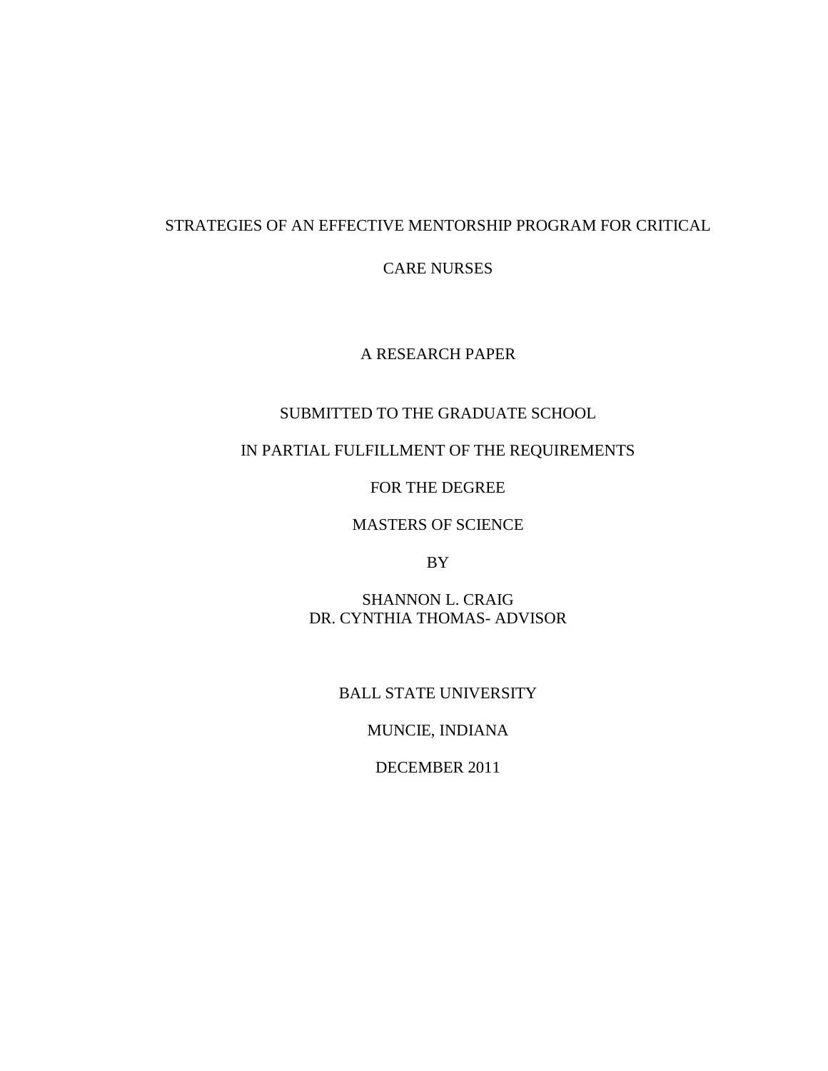# STRATEGIES OF AN EFFECTIVE MENTORSHIP PROGRAM FOR CRITICAL CARE NURSES

A RESEARCH PAPER

SUBMITTED TO THE GRADUATE SCHOOL

IN PARTIAL FULFILLMENT OF THE REQUIREMENTS

FOR THE DEGREE

MASTERS OF SCIENCE

BY

SHANNON L. CRAIG

DR. CYNTHIA THOMAS- ADVISOR

BALL STATE UNIVERSITY

MUNCIE, INDIANA

DECEMBER 2011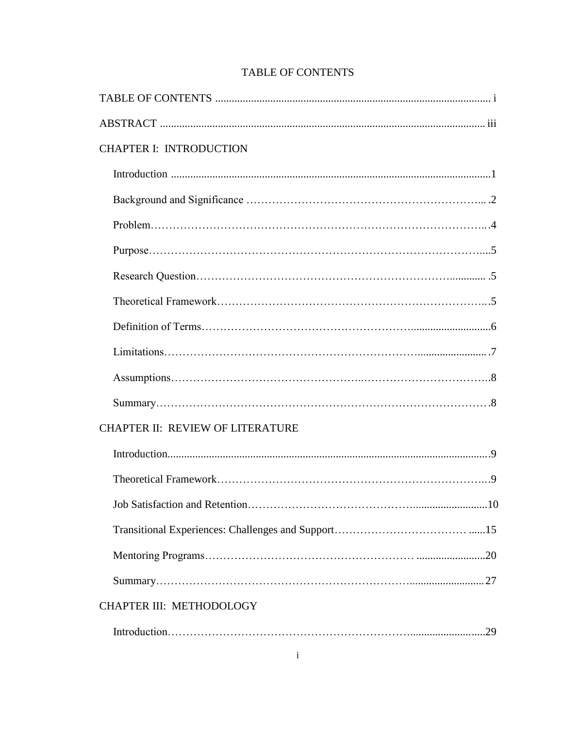# TABLE OF CONTENTS

TABLE OF CONTENTS ..................................................................................................... i

ABSTRACT ..................................................................................................................... iii

CHAPTER I: INTRODUCTION

- Introduction ...................................................................................................................1
- Background and Significance ………………………………………………………... .2
- Problem……………………………………………………………………………….. .4
- Purpose………………………………………………………………………………....5
- Research Question…………………………………………………………….............. .5
- Theoretical Framework……………………………………………………………….. .5
- Definition of Terms………………………………………………..............................6
- Limitations………………………………………………………….......................... .7
- Assumptions…………………………………………..……………………………..8
- Summary……………………………………………………………………………… .8

CHAPTER II: REVIEW OF LITERATURE

- Introduction..................................................................................................................9
- Theoretical Framework………………………………………………………………...9
- Job Satisfaction and Retention…………………………………….............................10
- Transitional Experiences: Challenges and Support……………………………… ......15
- Mentoring Programs……………………………………………… .........................20
- Summary…………………………………………………………..........................27

CHAPTER III: METHODOLOGY

- Introduction…………………………………………………………............................29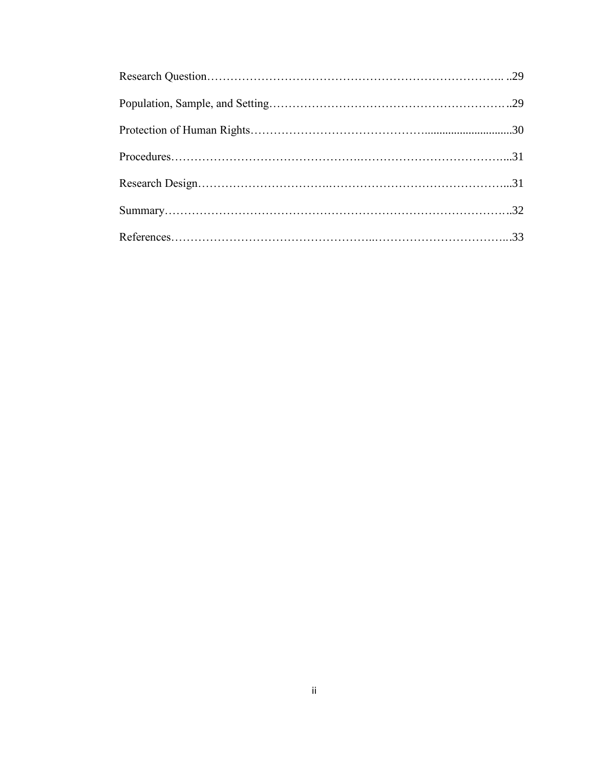Research Question……………………………………………………………………. ..29

Population, Sample, and Setting……………………………………………………..29

Protection of Human Rights…………………………………...............................30

Procedures……………………………………….………………………………...31

Research Design…………………………….……………………………………...31

Summary…………………………………………………………………………….32

References…………………………………………..……………………………...33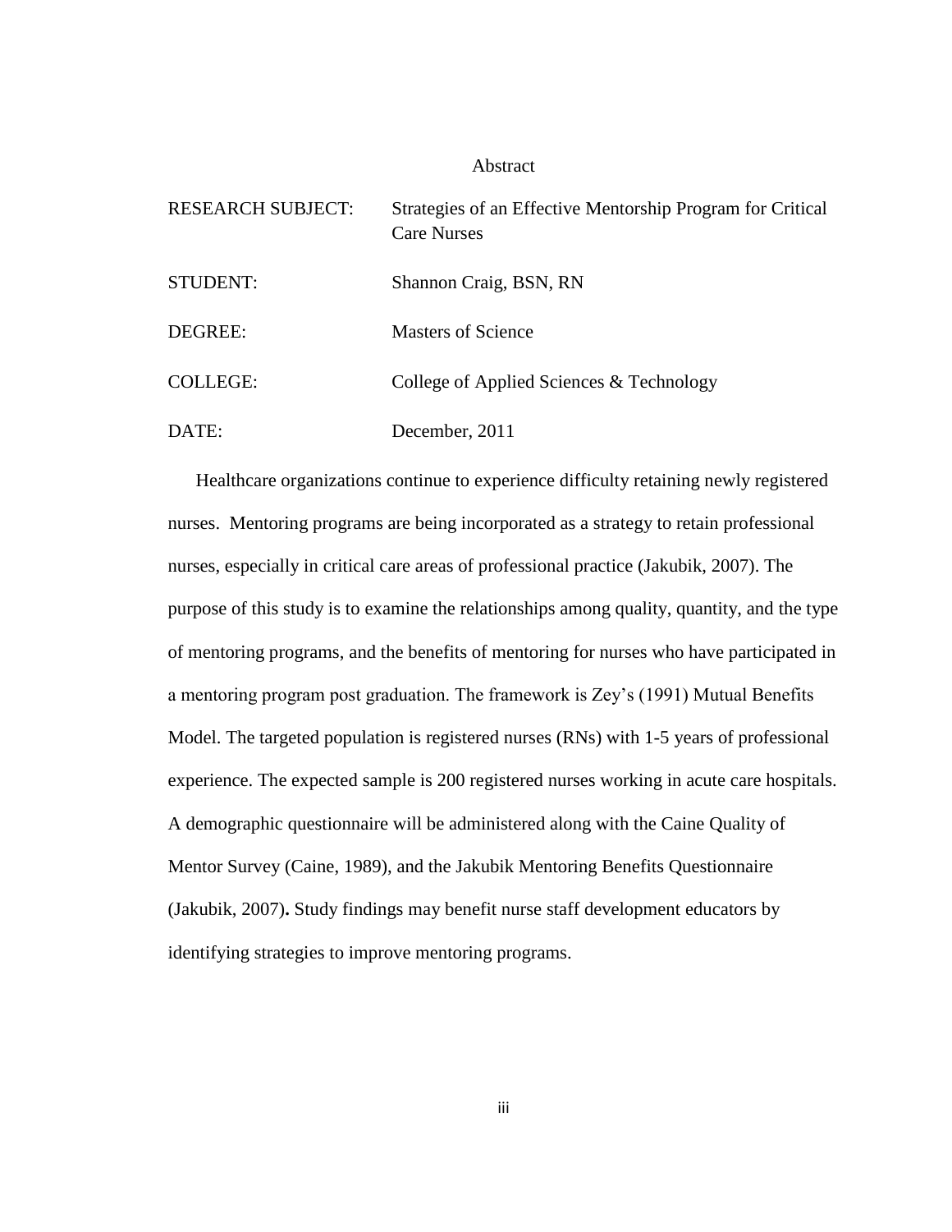# Abstract

| | |
|---|---|
| RESEARCH SUBJECT: | Strategies of an Effective Mentorship Program for Critical Care Nurses |
| STUDENT: | Shannon Craig, BSN, RN |
| DEGREE: | Masters of Science |
| COLLEGE: | College of Applied Sciences & Technology |
| DATE: | December, 2011 |

Healthcare organizations continue to experience difficulty retaining newly registered nurses. Mentoring programs are being incorporated as a strategy to retain professional nurses, especially in critical care areas of professional practice (Jakubik, 2007). The purpose of this study is to examine the relationships among quality, quantity, and the type of mentoring programs, and the benefits of mentoring for nurses who have participated in a mentoring program post graduation. The framework is Zey's (1991) Mutual Benefits Model. The targeted population is registered nurses (RNs) with 1-5 years of professional experience. The expected sample is 200 registered nurses working in acute care hospitals. A demographic questionnaire will be administered along with the Caine Quality of Mentor Survey (Caine, 1989), and the Jakubik Mentoring Benefits Questionnaire (Jakubik, 2007)**.** Study findings may benefit nurse staff development educators by identifying strategies to improve mentoring programs.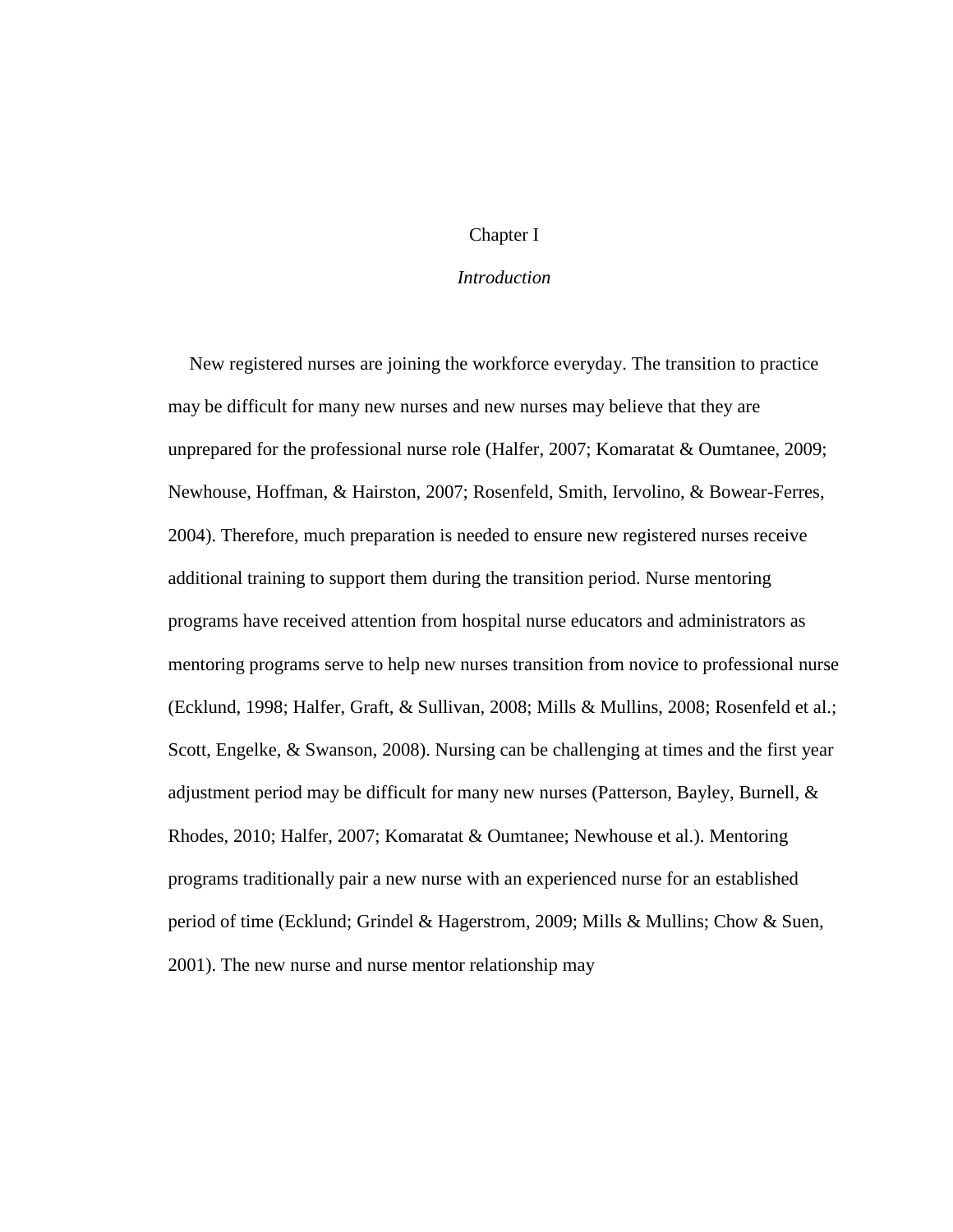# Chapter I

## *Introduction*

New registered nurses are joining the workforce everyday. The transition to practice may be difficult for many new nurses and new nurses may believe that they are unprepared for the professional nurse role (Halfer, 2007; Komaratat & Oumtanee, 2009; Newhouse, Hoffman, & Hairston, 2007; Rosenfeld, Smith, Iervolino, & Bowear-Ferres, 2004). Therefore, much preparation is needed to ensure new registered nurses receive additional training to support them during the transition period. Nurse mentoring programs have received attention from hospital nurse educators and administrators as mentoring programs serve to help new nurses transition from novice to professional nurse (Ecklund, 1998; Halfer, Graft, & Sullivan, 2008; Mills & Mullins, 2008; Rosenfeld et al.; Scott, Engelke, & Swanson, 2008). Nursing can be challenging at times and the first year adjustment period may be difficult for many new nurses (Patterson, Bayley, Burnell, & Rhodes, 2010; Halfer, 2007; Komaratat & Oumtanee; Newhouse et al.). Mentoring programs traditionally pair a new nurse with an experienced nurse for an established period of time (Ecklund; Grindel & Hagerstrom, 2009; Mills & Mullins; Chow & Suen, 2001). The new nurse and nurse mentor relationship may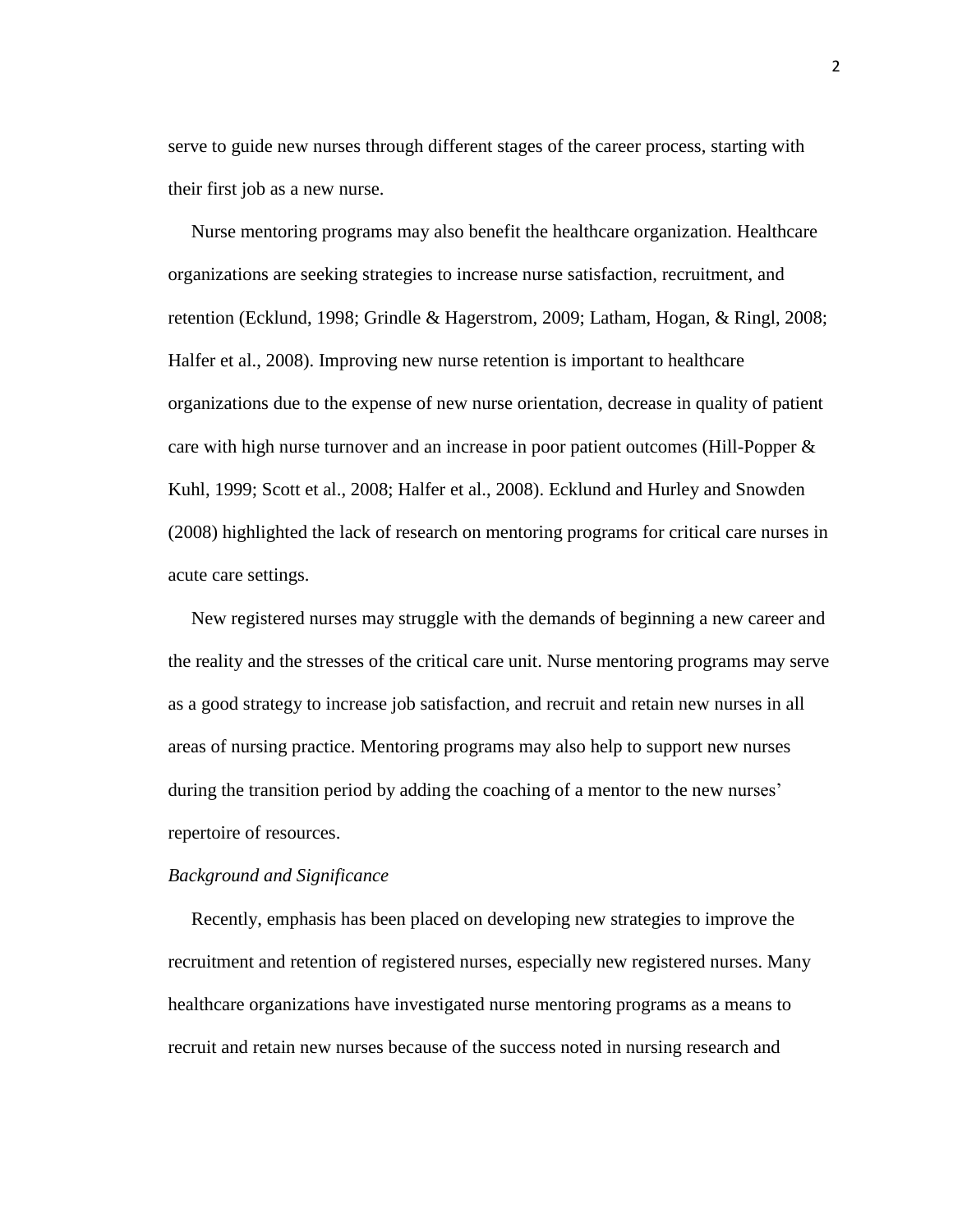serve to guide new nurses through different stages of the career process, starting with their first job as a new nurse.

Nurse mentoring programs may also benefit the healthcare organization. Healthcare organizations are seeking strategies to increase nurse satisfaction, recruitment, and retention (Ecklund, 1998; Grindle & Hagerstrom, 2009; Latham, Hogan, & Ringl, 2008; Halfer et al., 2008). Improving new nurse retention is important to healthcare organizations due to the expense of new nurse orientation, decrease in quality of patient care with high nurse turnover and an increase in poor patient outcomes (Hill-Popper & Kuhl, 1999; Scott et al., 2008; Halfer et al., 2008). Ecklund and Hurley and Snowden (2008) highlighted the lack of research on mentoring programs for critical care nurses in acute care settings.

New registered nurses may struggle with the demands of beginning a new career and the reality and the stresses of the critical care unit. Nurse mentoring programs may serve as a good strategy to increase job satisfaction, and recruit and retain new nurses in all areas of nursing practice. Mentoring programs may also help to support new nurses during the transition period by adding the coaching of a mentor to the new nurses' repertoire of resources.

*Background and Significance*

Recently, emphasis has been placed on developing new strategies to improve the recruitment and retention of registered nurses, especially new registered nurses. Many healthcare organizations have investigated nurse mentoring programs as a means to recruit and retain new nurses because of the success noted in nursing research and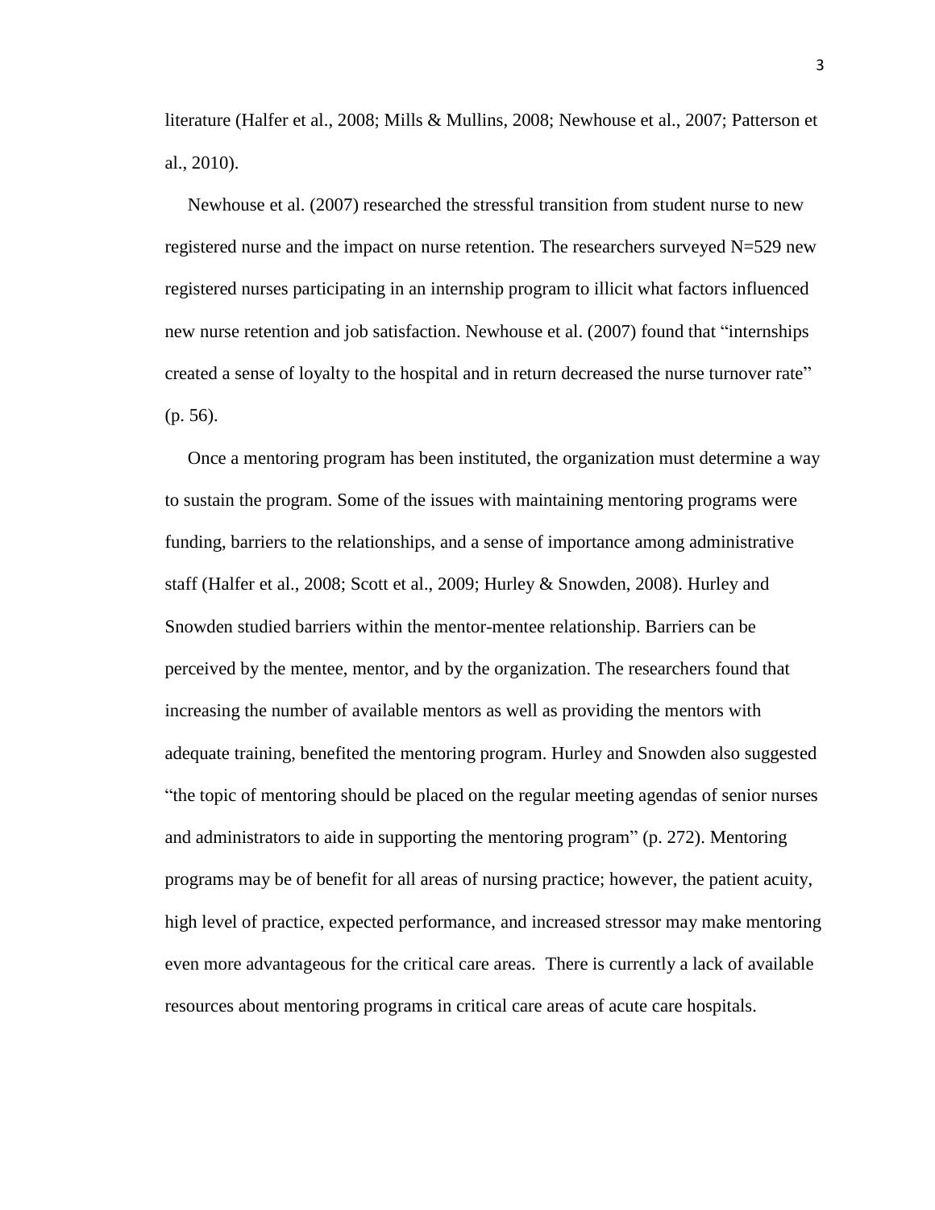literature (Halfer et al., 2008; Mills & Mullins, 2008; Newhouse et al., 2007; Patterson et al., 2010).

Newhouse et al. (2007) researched the stressful transition from student nurse to new registered nurse and the impact on nurse retention. The researchers surveyed N=529 new registered nurses participating in an internship program to illicit what factors influenced new nurse retention and job satisfaction. Newhouse et al. (2007) found that "internships created a sense of loyalty to the hospital and in return decreased the nurse turnover rate" (p. 56).

Once a mentoring program has been instituted, the organization must determine a way to sustain the program. Some of the issues with maintaining mentoring programs were funding, barriers to the relationships, and a sense of importance among administrative staff (Halfer et al., 2008; Scott et al., 2009; Hurley & Snowden, 2008). Hurley and Snowden studied barriers within the mentor-mentee relationship. Barriers can be perceived by the mentee, mentor, and by the organization. The researchers found that increasing the number of available mentors as well as providing the mentors with adequate training, benefited the mentoring program. Hurley and Snowden also suggested "the topic of mentoring should be placed on the regular meeting agendas of senior nurses and administrators to aide in supporting the mentoring program" (p. 272). Mentoring programs may be of benefit for all areas of nursing practice; however, the patient acuity, high level of practice, expected performance, and increased stressor may make mentoring even more advantageous for the critical care areas. There is currently a lack of available resources about mentoring programs in critical care areas of acute care hospitals.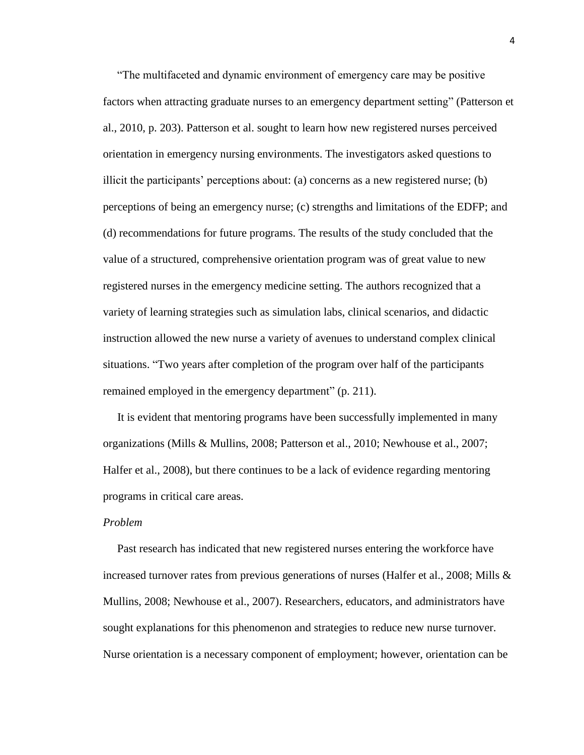"The multifaceted and dynamic environment of emergency care may be positive factors when attracting graduate nurses to an emergency department setting" (Patterson et al., 2010, p. 203). Patterson et al. sought to learn how new registered nurses perceived orientation in emergency nursing environments. The investigators asked questions to illicit the participants' perceptions about: (a) concerns as a new registered nurse; (b) perceptions of being an emergency nurse; (c) strengths and limitations of the EDFP; and (d) recommendations for future programs. The results of the study concluded that the value of a structured, comprehensive orientation program was of great value to new registered nurses in the emergency medicine setting. The authors recognized that a variety of learning strategies such as simulation labs, clinical scenarios, and didactic instruction allowed the new nurse a variety of avenues to understand complex clinical situations. "Two years after completion of the program over half of the participants remained employed in the emergency department" (p. 211).

It is evident that mentoring programs have been successfully implemented in many organizations (Mills & Mullins, 2008; Patterson et al., 2010; Newhouse et al., 2007; Halfer et al., 2008), but there continues to be a lack of evidence regarding mentoring programs in critical care areas.

*Problem*

Past research has indicated that new registered nurses entering the workforce have increased turnover rates from previous generations of nurses (Halfer et al., 2008; Mills & Mullins, 2008; Newhouse et al., 2007). Researchers, educators, and administrators have sought explanations for this phenomenon and strategies to reduce new nurse turnover. Nurse orientation is a necessary component of employment; however, orientation can be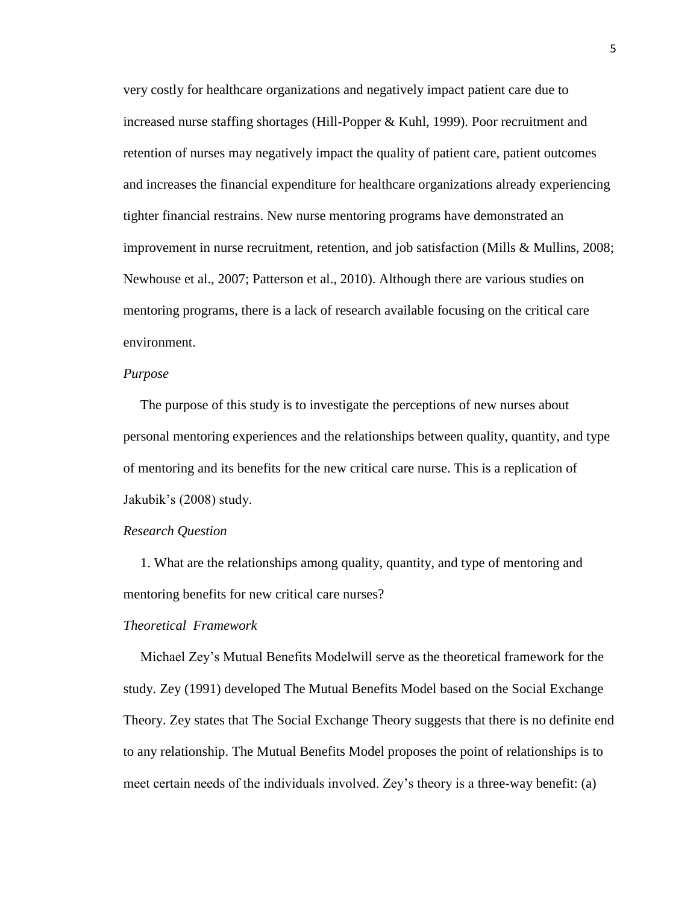very costly for healthcare organizations and negatively impact patient care due to increased nurse staffing shortages (Hill-Popper & Kuhl, 1999). Poor recruitment and retention of nurses may negatively impact the quality of patient care, patient outcomes and increases the financial expenditure for healthcare organizations already experiencing tighter financial restrains. New nurse mentoring programs have demonstrated an improvement in nurse recruitment, retention, and job satisfaction (Mills & Mullins, 2008; Newhouse et al., 2007; Patterson et al., 2010). Although there are various studies on mentoring programs, there is a lack of research available focusing on the critical care environment.

*Purpose*

The purpose of this study is to investigate the perceptions of new nurses about personal mentoring experiences and the relationships between quality, quantity, and type of mentoring and its benefits for the new critical care nurse. This is a replication of Jakubik's (2008) study.

*Research Question*

1. What are the relationships among quality, quantity, and type of mentoring and mentoring benefits for new critical care nurses?

*Theoretical Framework*

Michael Zey's Mutual Benefits Modelwill serve as the theoretical framework for the study. Zey (1991) developed The Mutual Benefits Model based on the Social Exchange Theory. Zey states that The Social Exchange Theory suggests that there is no definite end to any relationship. The Mutual Benefits Model proposes the point of relationships is to meet certain needs of the individuals involved. Zey's theory is a three-way benefit: (a)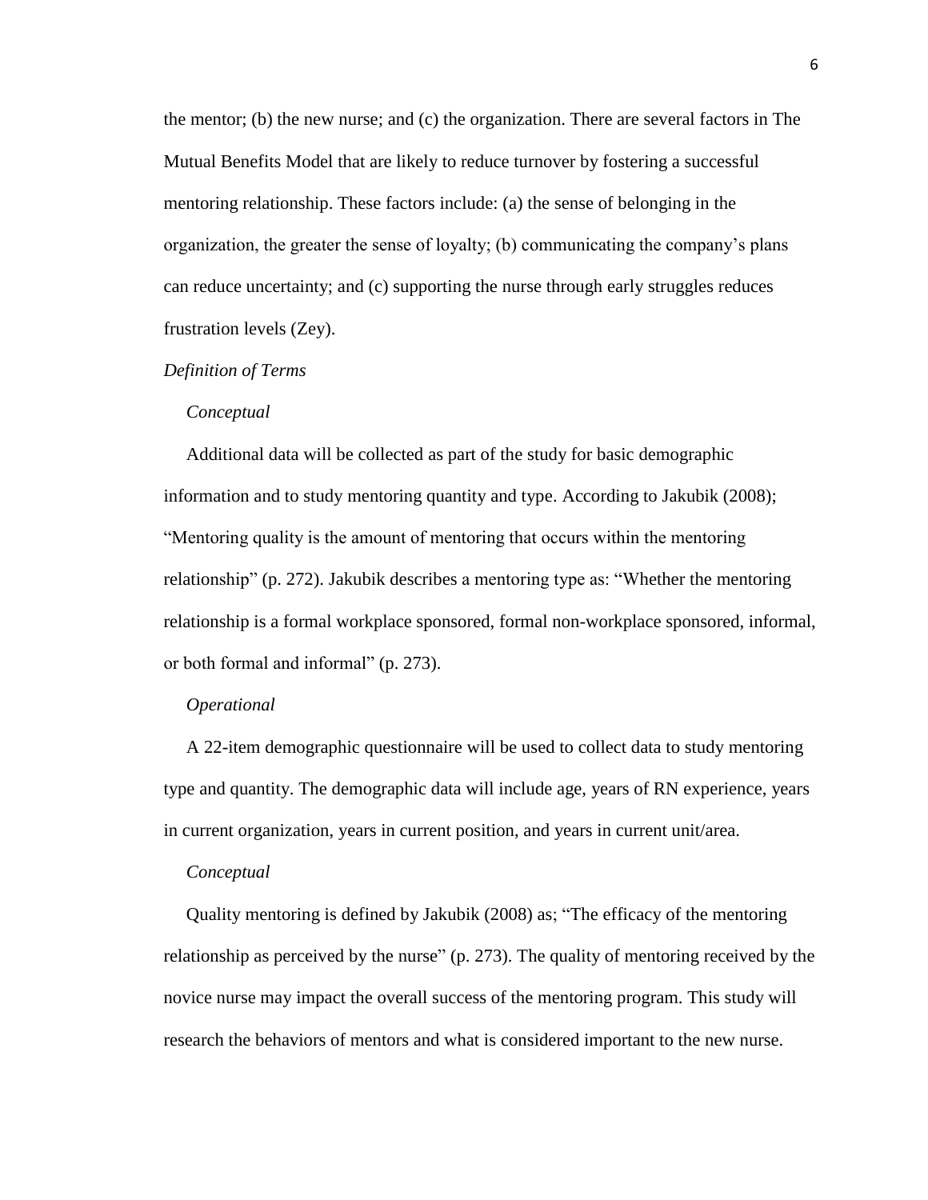the mentor; (b) the new nurse; and (c) the organization. There are several factors in The Mutual Benefits Model that are likely to reduce turnover by fostering a successful mentoring relationship. These factors include: (a) the sense of belonging in the organization, the greater the sense of loyalty; (b) communicating the company's plans can reduce uncertainty; and (c) supporting the nurse through early struggles reduces frustration levels (Zey).

### *Definition of Terms*

#### *Conceptual*

Additional data will be collected as part of the study for basic demographic information and to study mentoring quantity and type. According to Jakubik (2008); "Mentoring quality is the amount of mentoring that occurs within the mentoring relationship" (p. 272). Jakubik describes a mentoring type as: "Whether the mentoring relationship is a formal workplace sponsored, formal non-workplace sponsored, informal, or both formal and informal" (p. 273).

#### *Operational*

A 22-item demographic questionnaire will be used to collect data to study mentoring type and quantity. The demographic data will include age, years of RN experience, years in current organization, years in current position, and years in current unit/area.

#### *Conceptual*

Quality mentoring is defined by Jakubik (2008) as; "The efficacy of the mentoring relationship as perceived by the nurse" (p. 273). The quality of mentoring received by the novice nurse may impact the overall success of the mentoring program. This study will research the behaviors of mentors and what is considered important to the new nurse.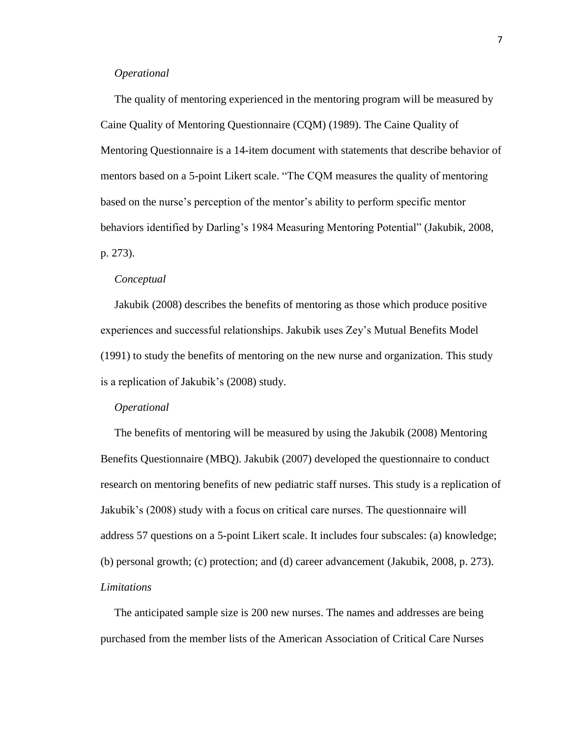*Operational*

The quality of mentoring experienced in the mentoring program will be measured by Caine Quality of Mentoring Questionnaire (CQM) (1989). The Caine Quality of Mentoring Questionnaire is a 14-item document with statements that describe behavior of mentors based on a 5-point Likert scale. "The CQM measures the quality of mentoring based on the nurse's perception of the mentor's ability to perform specific mentor behaviors identified by Darling's 1984 Measuring Mentoring Potential" (Jakubik, 2008, p. 273).

*Conceptual*

Jakubik (2008) describes the benefits of mentoring as those which produce positive experiences and successful relationships. Jakubik uses Zey's Mutual Benefits Model (1991) to study the benefits of mentoring on the new nurse and organization. This study is a replication of Jakubik's (2008) study.

*Operational*

The benefits of mentoring will be measured by using the Jakubik (2008) Mentoring Benefits Questionnaire (MBQ). Jakubik (2007) developed the questionnaire to conduct research on mentoring benefits of new pediatric staff nurses. This study is a replication of Jakubik's (2008) study with a focus on critical care nurses. The questionnaire will address 57 questions on a 5-point Likert scale. It includes four subscales: (a) knowledge; (b) personal growth; (c) protection; and (d) career advancement (Jakubik, 2008, p. 273).

*Limitations*

The anticipated sample size is 200 new nurses. The names and addresses are being purchased from the member lists of the American Association of Critical Care Nurses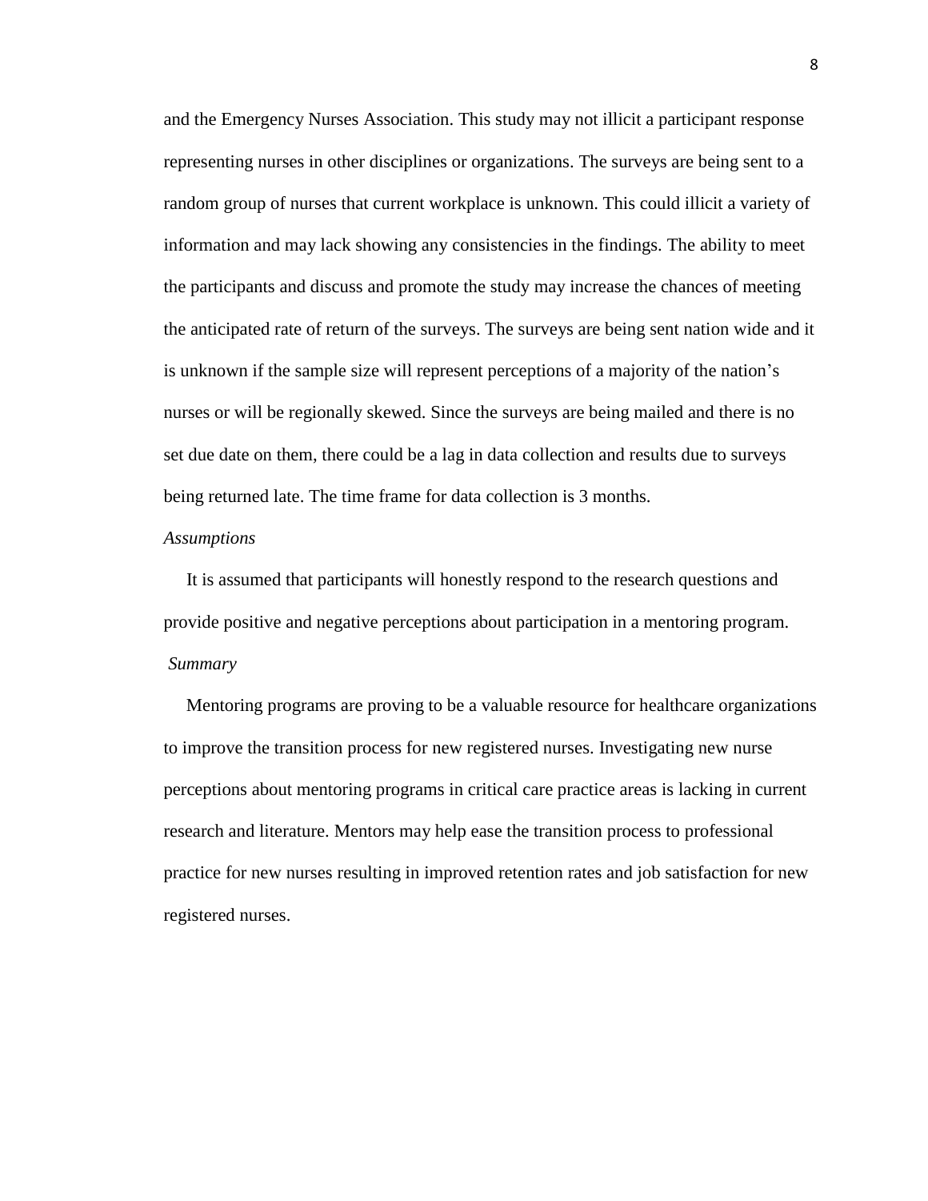and the Emergency Nurses Association. This study may not illicit a participant response representing nurses in other disciplines or organizations. The surveys are being sent to a random group of nurses that current workplace is unknown. This could illicit a variety of information and may lack showing any consistencies in the findings. The ability to meet the participants and discuss and promote the study may increase the chances of meeting the anticipated rate of return of the surveys. The surveys are being sent nation wide and it is unknown if the sample size will represent perceptions of a majority of the nation's nurses or will be regionally skewed. Since the surveys are being mailed and there is no set due date on them, there could be a lag in data collection and results due to surveys being returned late. The time frame for data collection is 3 months.

*Assumptions*

It is assumed that participants will honestly respond to the research questions and provide positive and negative perceptions about participation in a mentoring program.

*Summary*

Mentoring programs are proving to be a valuable resource for healthcare organizations to improve the transition process for new registered nurses. Investigating new nurse perceptions about mentoring programs in critical care practice areas is lacking in current research and literature. Mentors may help ease the transition process to professional practice for new nurses resulting in improved retention rates and job satisfaction for new registered nurses.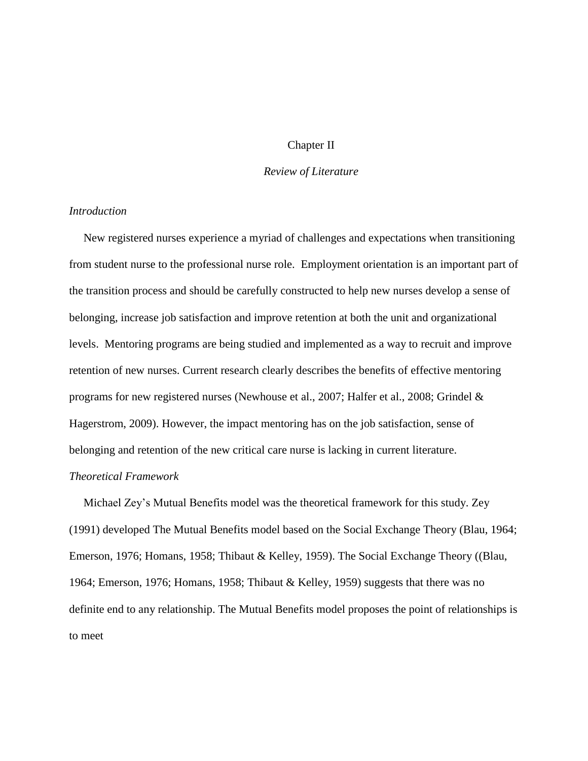# Chapter II

## *Review of Literature*

### *Introduction*

New registered nurses experience a myriad of challenges and expectations when transitioning from student nurse to the professional nurse role. Employment orientation is an important part of the transition process and should be carefully constructed to help new nurses develop a sense of belonging, increase job satisfaction and improve retention at both the unit and organizational levels. Mentoring programs are being studied and implemented as a way to recruit and improve retention of new nurses. Current research clearly describes the benefits of effective mentoring programs for new registered nurses (Newhouse et al., 2007; Halfer et al., 2008; Grindel & Hagerstrom, 2009). However, the impact mentoring has on the job satisfaction, sense of belonging and retention of the new critical care nurse is lacking in current literature.

### *Theoretical Framework*

Michael Zey's Mutual Benefits model was the theoretical framework for this study. Zey (1991) developed The Mutual Benefits model based on the Social Exchange Theory (Blau, 1964; Emerson, 1976; Homans, 1958; Thibaut & Kelley, 1959). The Social Exchange Theory ((Blau, 1964; Emerson, 1976; Homans, 1958; Thibaut & Kelley, 1959) suggests that there was no definite end to any relationship. The Mutual Benefits model proposes the point of relationships is to meet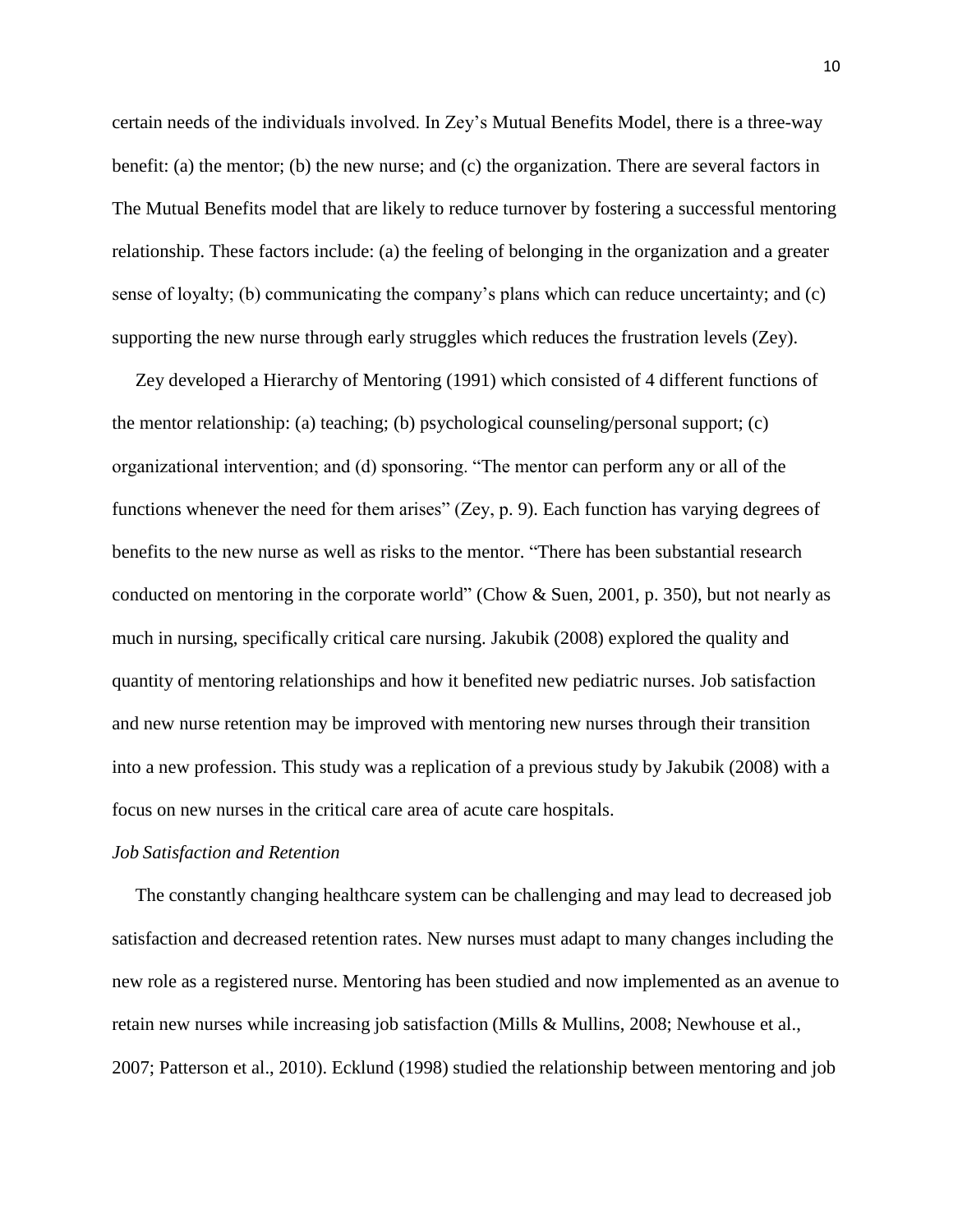certain needs of the individuals involved. In Zey's Mutual Benefits Model, there is a three-way benefit: (a) the mentor; (b) the new nurse; and (c) the organization. There are several factors in The Mutual Benefits model that are likely to reduce turnover by fostering a successful mentoring relationship. These factors include: (a) the feeling of belonging in the organization and a greater sense of loyalty; (b) communicating the company's plans which can reduce uncertainty; and (c) supporting the new nurse through early struggles which reduces the frustration levels (Zey).

Zey developed a Hierarchy of Mentoring (1991) which consisted of 4 different functions of the mentor relationship: (a) teaching; (b) psychological counseling/personal support; (c) organizational intervention; and (d) sponsoring. "The mentor can perform any or all of the functions whenever the need for them arises" (Zey, p. 9). Each function has varying degrees of benefits to the new nurse as well as risks to the mentor. "There has been substantial research conducted on mentoring in the corporate world" (Chow & Suen, 2001, p. 350), but not nearly as much in nursing, specifically critical care nursing. Jakubik (2008) explored the quality and quantity of mentoring relationships and how it benefited new pediatric nurses. Job satisfaction and new nurse retention may be improved with mentoring new nurses through their transition into a new profession. This study was a replication of a previous study by Jakubik (2008) with a focus on new nurses in the critical care area of acute care hospitals.

*Job Satisfaction and Retention*

The constantly changing healthcare system can be challenging and may lead to decreased job satisfaction and decreased retention rates. New nurses must adapt to many changes including the new role as a registered nurse. Mentoring has been studied and now implemented as an avenue to retain new nurses while increasing job satisfaction (Mills & Mullins, 2008; Newhouse et al., 2007; Patterson et al., 2010). Ecklund (1998) studied the relationship between mentoring and job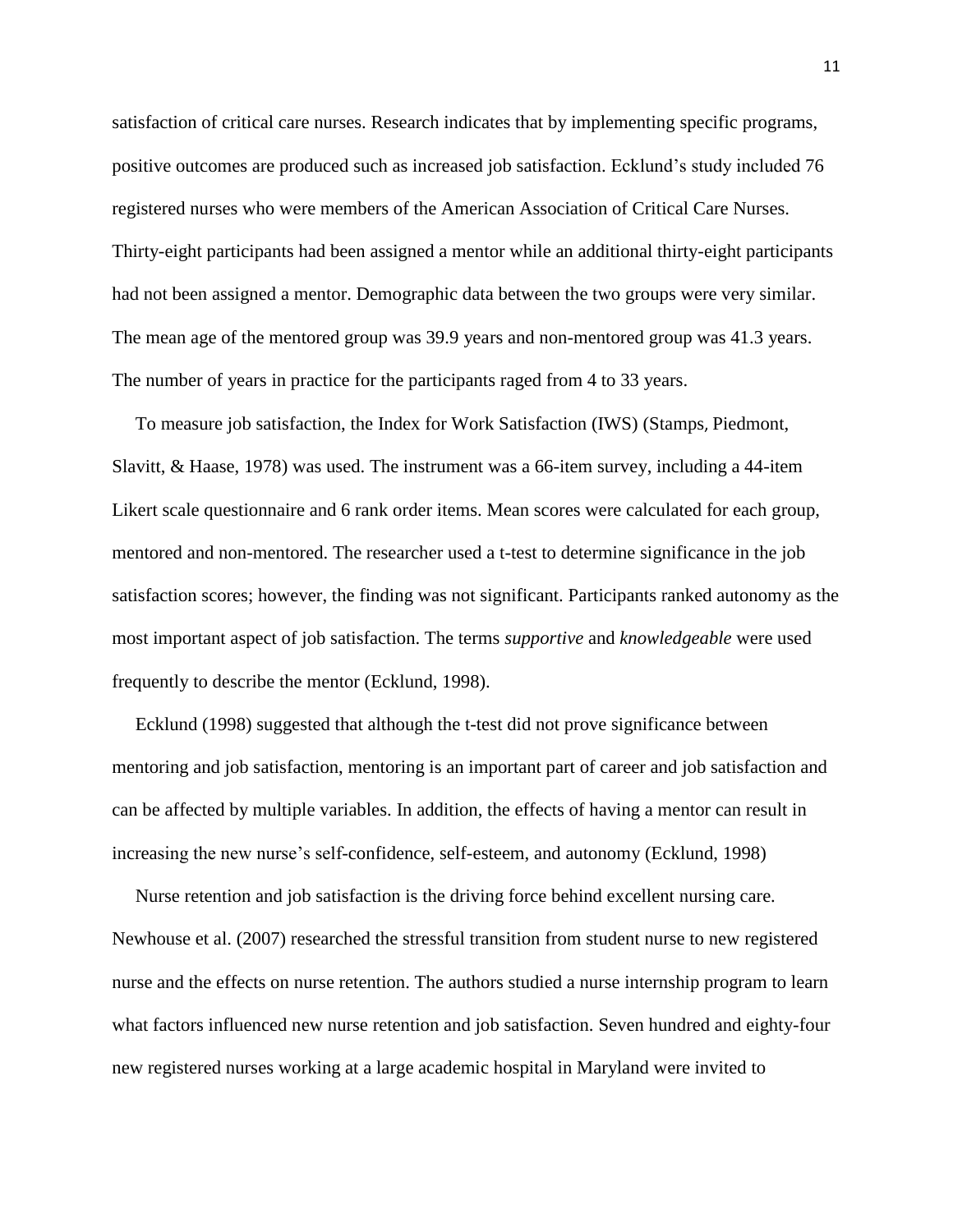satisfaction of critical care nurses. Research indicates that by implementing specific programs, positive outcomes are produced such as increased job satisfaction. Ecklund's study included 76 registered nurses who were members of the American Association of Critical Care Nurses. Thirty-eight participants had been assigned a mentor while an additional thirty-eight participants had not been assigned a mentor. Demographic data between the two groups were very similar. The mean age of the mentored group was 39.9 years and non-mentored group was 41.3 years. The number of years in practice for the participants raged from 4 to 33 years.

To measure job satisfaction, the Index for Work Satisfaction (IWS) (Stamps, Piedmont, Slavitt, & Haase, 1978) was used. The instrument was a 66-item survey, including a 44-item Likert scale questionnaire and 6 rank order items. Mean scores were calculated for each group, mentored and non-mentored. The researcher used a t-test to determine significance in the job satisfaction scores; however, the finding was not significant. Participants ranked autonomy as the most important aspect of job satisfaction. The terms *supportive* and *knowledgeable* were used frequently to describe the mentor (Ecklund, 1998).

Ecklund (1998) suggested that although the t-test did not prove significance between mentoring and job satisfaction, mentoring is an important part of career and job satisfaction and can be affected by multiple variables. In addition, the effects of having a mentor can result in increasing the new nurse's self-confidence, self-esteem, and autonomy (Ecklund, 1998)

Nurse retention and job satisfaction is the driving force behind excellent nursing care. Newhouse et al. (2007) researched the stressful transition from student nurse to new registered nurse and the effects on nurse retention. The authors studied a nurse internship program to learn what factors influenced new nurse retention and job satisfaction. Seven hundred and eighty-four new registered nurses working at a large academic hospital in Maryland were invited to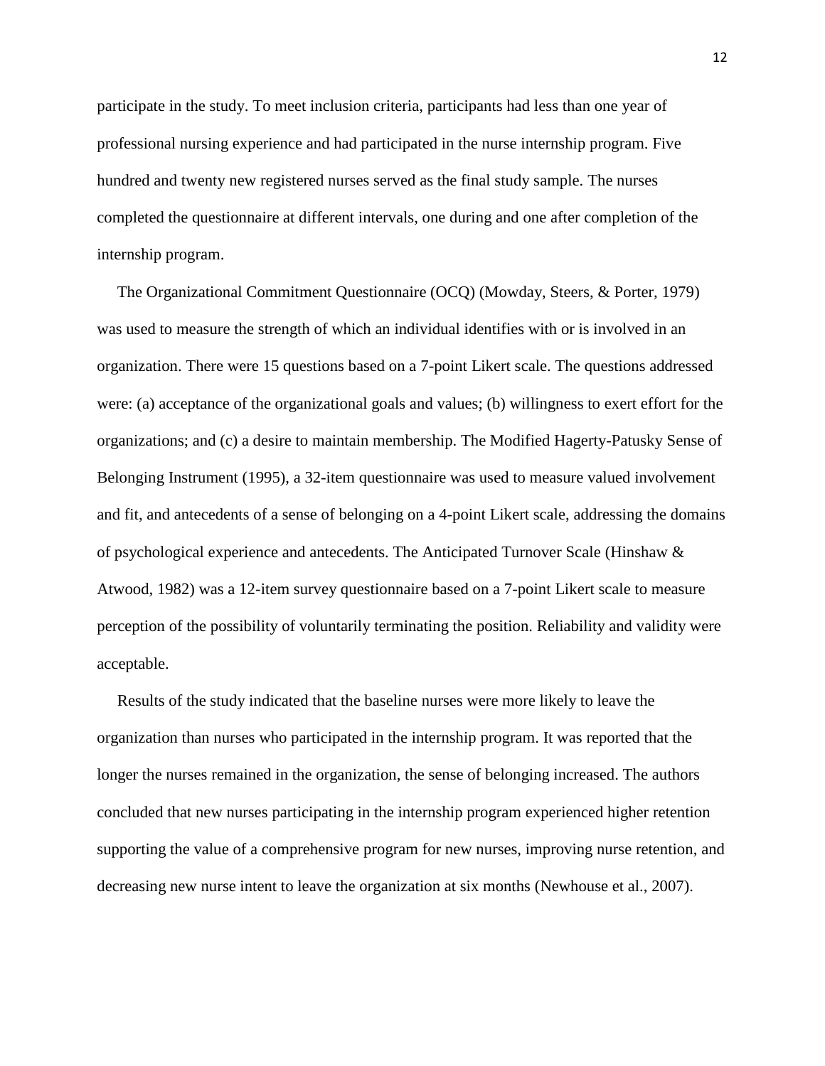participate in the study. To meet inclusion criteria, participants had less than one year of professional nursing experience and had participated in the nurse internship program. Five hundred and twenty new registered nurses served as the final study sample. The nurses completed the questionnaire at different intervals, one during and one after completion of the internship program.

The Organizational Commitment Questionnaire (OCQ) (Mowday, Steers, & Porter, 1979) was used to measure the strength of which an individual identifies with or is involved in an organization. There were 15 questions based on a 7-point Likert scale. The questions addressed were: (a) acceptance of the organizational goals and values; (b) willingness to exert effort for the organizations; and (c) a desire to maintain membership. The Modified Hagerty-Patusky Sense of Belonging Instrument (1995), a 32-item questionnaire was used to measure valued involvement and fit, and antecedents of a sense of belonging on a 4-point Likert scale, addressing the domains of psychological experience and antecedents. The Anticipated Turnover Scale (Hinshaw & Atwood, 1982) was a 12-item survey questionnaire based on a 7-point Likert scale to measure perception of the possibility of voluntarily terminating the position. Reliability and validity were acceptable.

Results of the study indicated that the baseline nurses were more likely to leave the organization than nurses who participated in the internship program. It was reported that the longer the nurses remained in the organization, the sense of belonging increased. The authors concluded that new nurses participating in the internship program experienced higher retention supporting the value of a comprehensive program for new nurses, improving nurse retention, and decreasing new nurse intent to leave the organization at six months (Newhouse et al., 2007).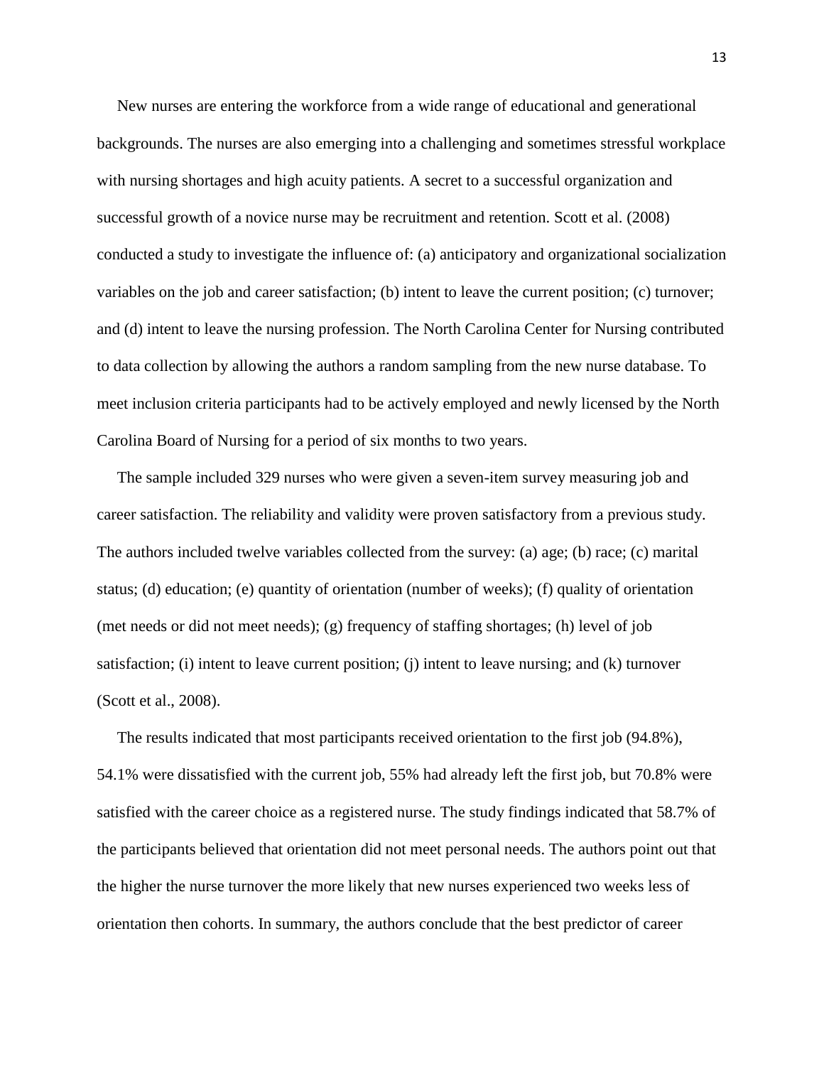New nurses are entering the workforce from a wide range of educational and generational backgrounds. The nurses are also emerging into a challenging and sometimes stressful workplace with nursing shortages and high acuity patients. A secret to a successful organization and successful growth of a novice nurse may be recruitment and retention. Scott et al. (2008) conducted a study to investigate the influence of: (a) anticipatory and organizational socialization variables on the job and career satisfaction; (b) intent to leave the current position; (c) turnover; and (d) intent to leave the nursing profession. The North Carolina Center for Nursing contributed to data collection by allowing the authors a random sampling from the new nurse database. To meet inclusion criteria participants had to be actively employed and newly licensed by the North Carolina Board of Nursing for a period of six months to two years.

The sample included 329 nurses who were given a seven-item survey measuring job and career satisfaction. The reliability and validity were proven satisfactory from a previous study. The authors included twelve variables collected from the survey: (a) age; (b) race; (c) marital status; (d) education; (e) quantity of orientation (number of weeks); (f) quality of orientation (met needs or did not meet needs); (g) frequency of staffing shortages; (h) level of job satisfaction; (i) intent to leave current position; (j) intent to leave nursing; and (k) turnover (Scott et al., 2008).

The results indicated that most participants received orientation to the first job (94.8%), 54.1% were dissatisfied with the current job, 55% had already left the first job, but 70.8% were satisfied with the career choice as a registered nurse. The study findings indicated that 58.7% of the participants believed that orientation did not meet personal needs. The authors point out that the higher the nurse turnover the more likely that new nurses experienced two weeks less of orientation then cohorts. In summary, the authors conclude that the best predictor of career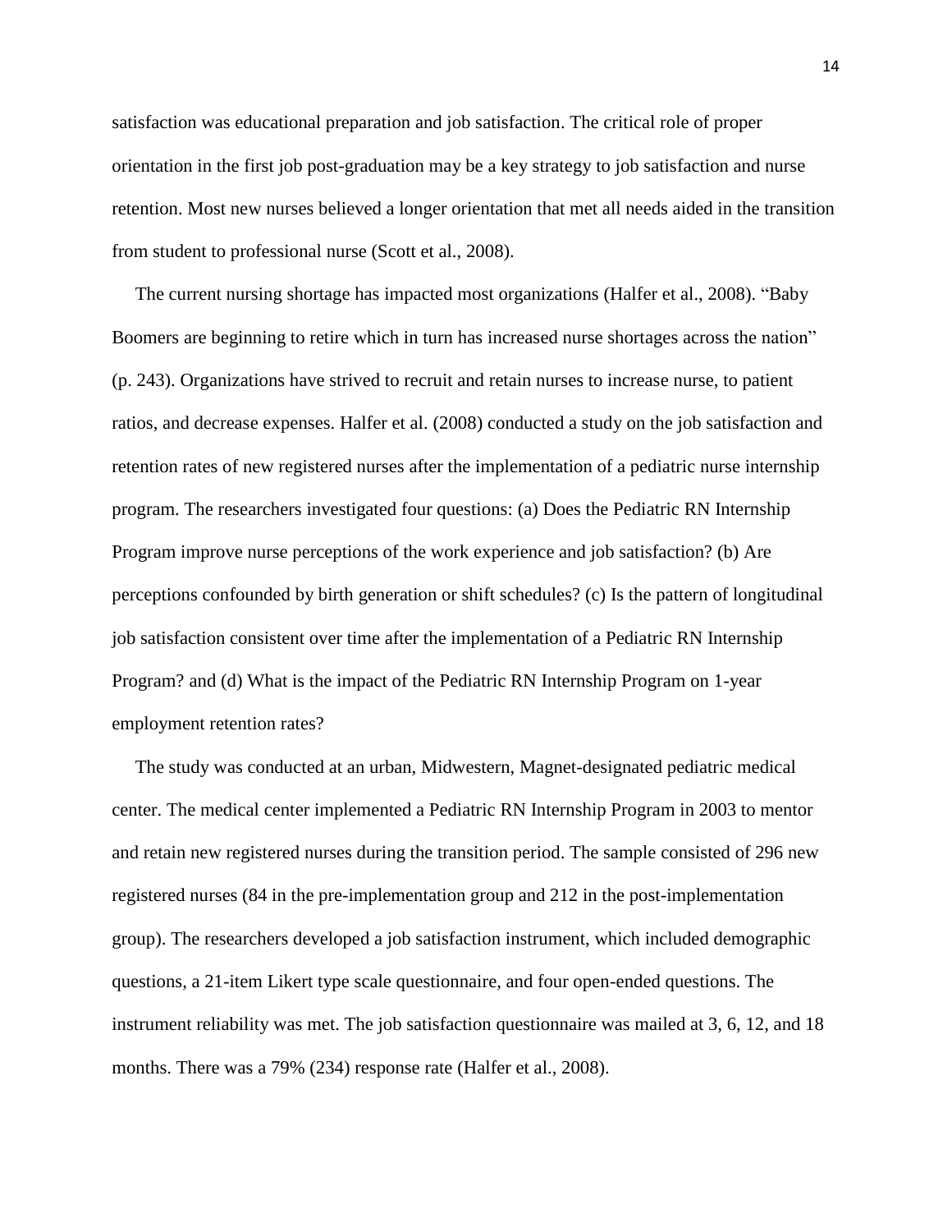satisfaction was educational preparation and job satisfaction. The critical role of proper orientation in the first job post-graduation may be a key strategy to job satisfaction and nurse retention. Most new nurses believed a longer orientation that met all needs aided in the transition from student to professional nurse (Scott et al., 2008).

The current nursing shortage has impacted most organizations (Halfer et al., 2008). "Baby Boomers are beginning to retire which in turn has increased nurse shortages across the nation" (p. 243). Organizations have strived to recruit and retain nurses to increase nurse, to patient ratios, and decrease expenses. Halfer et al. (2008) conducted a study on the job satisfaction and retention rates of new registered nurses after the implementation of a pediatric nurse internship program. The researchers investigated four questions: (a) Does the Pediatric RN Internship Program improve nurse perceptions of the work experience and job satisfaction? (b) Are perceptions confounded by birth generation or shift schedules? (c) Is the pattern of longitudinal job satisfaction consistent over time after the implementation of a Pediatric RN Internship Program? and (d) What is the impact of the Pediatric RN Internship Program on 1-year employment retention rates?

The study was conducted at an urban, Midwestern, Magnet-designated pediatric medical center. The medical center implemented a Pediatric RN Internship Program in 2003 to mentor and retain new registered nurses during the transition period. The sample consisted of 296 new registered nurses (84 in the pre-implementation group and 212 in the post-implementation group). The researchers developed a job satisfaction instrument, which included demographic questions, a 21-item Likert type scale questionnaire, and four open-ended questions. The instrument reliability was met. The job satisfaction questionnaire was mailed at 3, 6, 12, and 18 months. There was a 79% (234) response rate (Halfer et al., 2008).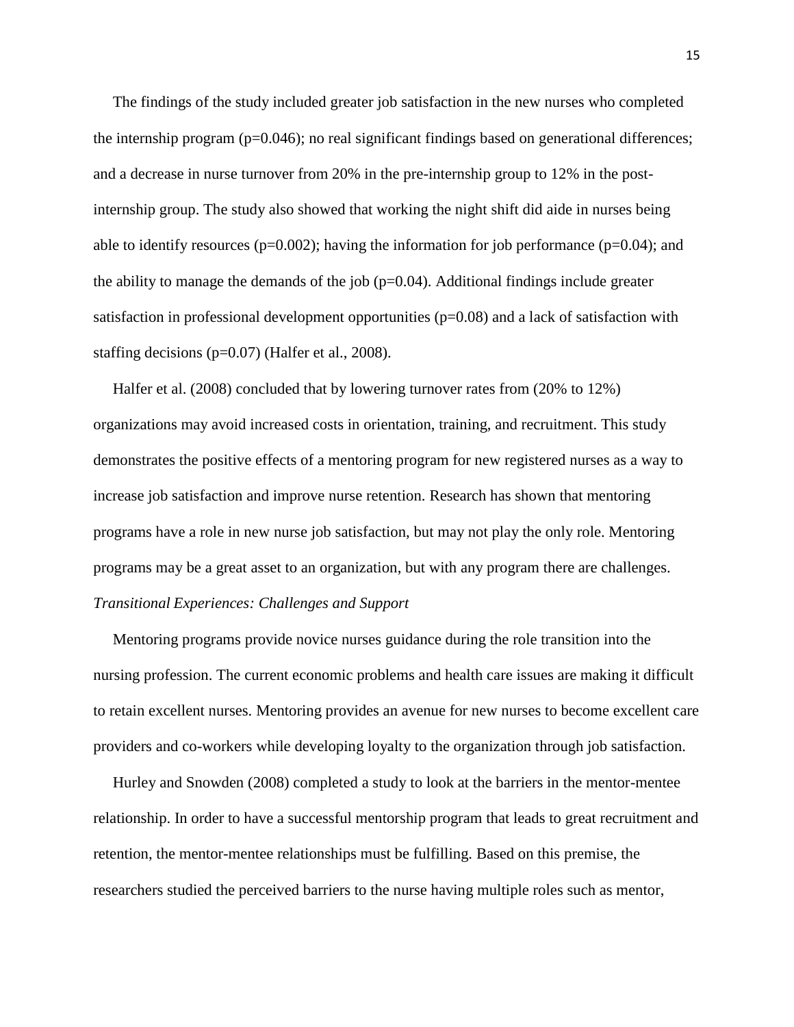The findings of the study included greater job satisfaction in the new nurses who completed the internship program ($p=0.046$); no real significant findings based on generational differences; and a decrease in nurse turnover from 20% in the pre-internship group to 12% in the post-internship group. The study also showed that working the night shift did aide in nurses being able to identify resources ($p=0.002$); having the information for job performance ($p=0.04$); and the ability to manage the demands of the job ($p=0.04$). Additional findings include greater satisfaction in professional development opportunities ($p=0.08$) and a lack of satisfaction with staffing decisions ($p=0.07$) (Halfer et al., 2008).

Halfer et al. (2008) concluded that by lowering turnover rates from (20% to 12%) organizations may avoid increased costs in orientation, training, and recruitment. This study demonstrates the positive effects of a mentoring program for new registered nurses as a way to increase job satisfaction and improve nurse retention. Research has shown that mentoring programs have a role in new nurse job satisfaction, but may not play the only role. Mentoring programs may be a great asset to an organization, but with any program there are challenges.

*Transitional Experiences: Challenges and Support*

Mentoring programs provide novice nurses guidance during the role transition into the nursing profession. The current economic problems and health care issues are making it difficult to retain excellent nurses. Mentoring provides an avenue for new nurses to become excellent care providers and co-workers while developing loyalty to the organization through job satisfaction.

Hurley and Snowden (2008) completed a study to look at the barriers in the mentor-mentee relationship. In order to have a successful mentorship program that leads to great recruitment and retention, the mentor-mentee relationships must be fulfilling. Based on this premise, the researchers studied the perceived barriers to the nurse having multiple roles such as mentor,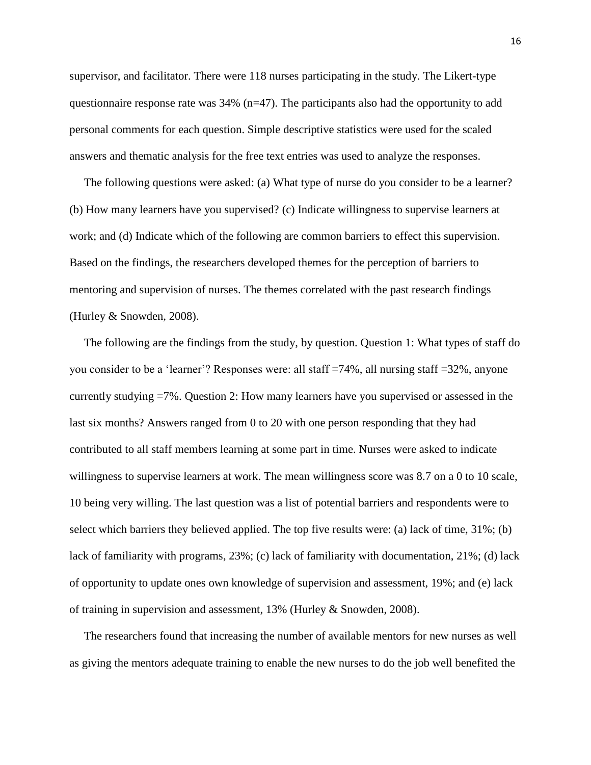supervisor, and facilitator. There were 118 nurses participating in the study. The Likert-type questionnaire response rate was 34% (n=47). The participants also had the opportunity to add personal comments for each question. Simple descriptive statistics were used for the scaled answers and thematic analysis for the free text entries was used to analyze the responses.

The following questions were asked: (a) What type of nurse do you consider to be a learner? (b) How many learners have you supervised? (c) Indicate willingness to supervise learners at work; and (d) Indicate which of the following are common barriers to effect this supervision. Based on the findings, the researchers developed themes for the perception of barriers to mentoring and supervision of nurses. The themes correlated with the past research findings (Hurley & Snowden, 2008).

The following are the findings from the study, by question. Question 1: What types of staff do you consider to be a 'learner'? Responses were: all staff =74%, all nursing staff =32%, anyone currently studying =7%. Question 2: How many learners have you supervised or assessed in the last six months? Answers ranged from 0 to 20 with one person responding that they had contributed to all staff members learning at some part in time. Nurses were asked to indicate willingness to supervise learners at work. The mean willingness score was 8.7 on a 0 to 10 scale, 10 being very willing. The last question was a list of potential barriers and respondents were to select which barriers they believed applied. The top five results were: (a) lack of time, 31%; (b) lack of familiarity with programs, 23%; (c) lack of familiarity with documentation, 21%; (d) lack of opportunity to update ones own knowledge of supervision and assessment, 19%; and (e) lack of training in supervision and assessment, 13% (Hurley & Snowden, 2008).

The researchers found that increasing the number of available mentors for new nurses as well as giving the mentors adequate training to enable the new nurses to do the job well benefited the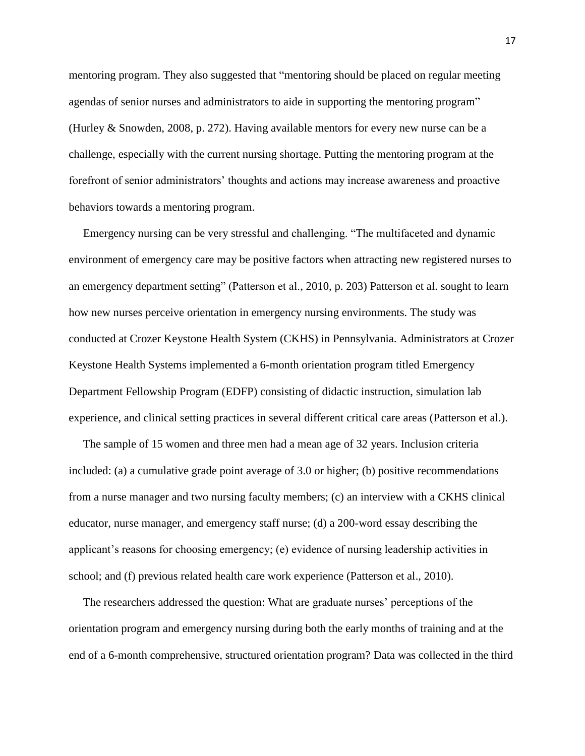mentoring program. They also suggested that "mentoring should be placed on regular meeting agendas of senior nurses and administrators to aide in supporting the mentoring program" (Hurley & Snowden, 2008, p. 272). Having available mentors for every new nurse can be a challenge, especially with the current nursing shortage. Putting the mentoring program at the forefront of senior administrators' thoughts and actions may increase awareness and proactive behaviors towards a mentoring program.

Emergency nursing can be very stressful and challenging. "The multifaceted and dynamic environment of emergency care may be positive factors when attracting new registered nurses to an emergency department setting" (Patterson et al., 2010, p. 203) Patterson et al. sought to learn how new nurses perceive orientation in emergency nursing environments. The study was conducted at Crozer Keystone Health System (CKHS) in Pennsylvania. Administrators at Crozer Keystone Health Systems implemented a 6-month orientation program titled Emergency Department Fellowship Program (EDFP) consisting of didactic instruction, simulation lab experience, and clinical setting practices in several different critical care areas (Patterson et al.).

The sample of 15 women and three men had a mean age of 32 years. Inclusion criteria included: (a) a cumulative grade point average of 3.0 or higher; (b) positive recommendations from a nurse manager and two nursing faculty members; (c) an interview with a CKHS clinical educator, nurse manager, and emergency staff nurse; (d) a 200-word essay describing the applicant's reasons for choosing emergency; (e) evidence of nursing leadership activities in school; and (f) previous related health care work experience (Patterson et al., 2010).

The researchers addressed the question: What are graduate nurses' perceptions of the orientation program and emergency nursing during both the early months of training and at the end of a 6-month comprehensive, structured orientation program? Data was collected in the third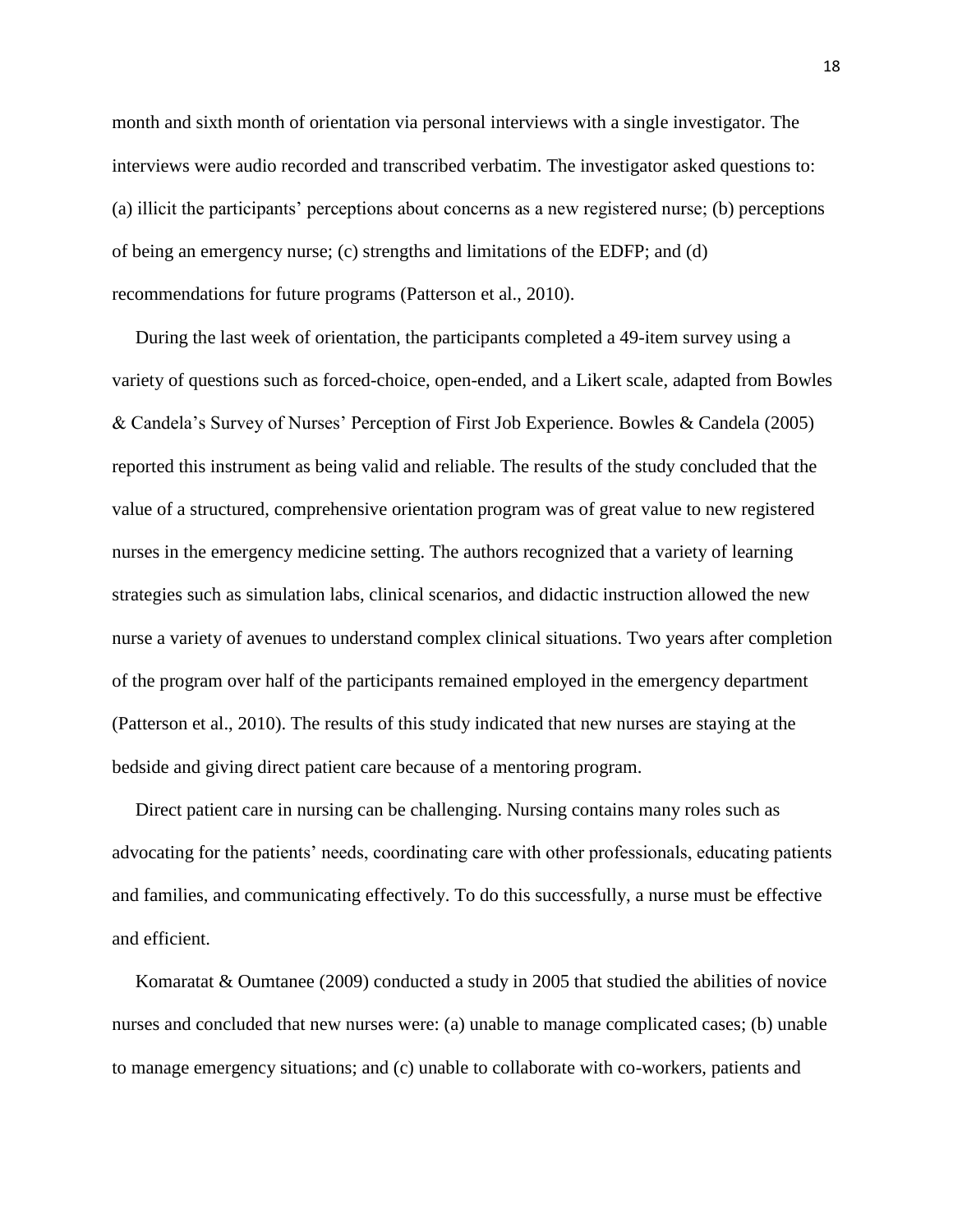month and sixth month of orientation via personal interviews with a single investigator. The interviews were audio recorded and transcribed verbatim. The investigator asked questions to: (a) illicit the participants' perceptions about concerns as a new registered nurse; (b) perceptions of being an emergency nurse; (c) strengths and limitations of the EDFP; and (d) recommendations for future programs (Patterson et al., 2010).

During the last week of orientation, the participants completed a 49-item survey using a variety of questions such as forced-choice, open-ended, and a Likert scale, adapted from Bowles & Candela's Survey of Nurses' Perception of First Job Experience. Bowles & Candela (2005) reported this instrument as being valid and reliable. The results of the study concluded that the value of a structured, comprehensive orientation program was of great value to new registered nurses in the emergency medicine setting. The authors recognized that a variety of learning strategies such as simulation labs, clinical scenarios, and didactic instruction allowed the new nurse a variety of avenues to understand complex clinical situations. Two years after completion of the program over half of the participants remained employed in the emergency department (Patterson et al., 2010). The results of this study indicated that new nurses are staying at the bedside and giving direct patient care because of a mentoring program.

Direct patient care in nursing can be challenging. Nursing contains many roles such as advocating for the patients' needs, coordinating care with other professionals, educating patients and families, and communicating effectively. To do this successfully, a nurse must be effective and efficient.

Komaratat & Oumtanee (2009) conducted a study in 2005 that studied the abilities of novice nurses and concluded that new nurses were: (a) unable to manage complicated cases; (b) unable to manage emergency situations; and (c) unable to collaborate with co-workers, patients and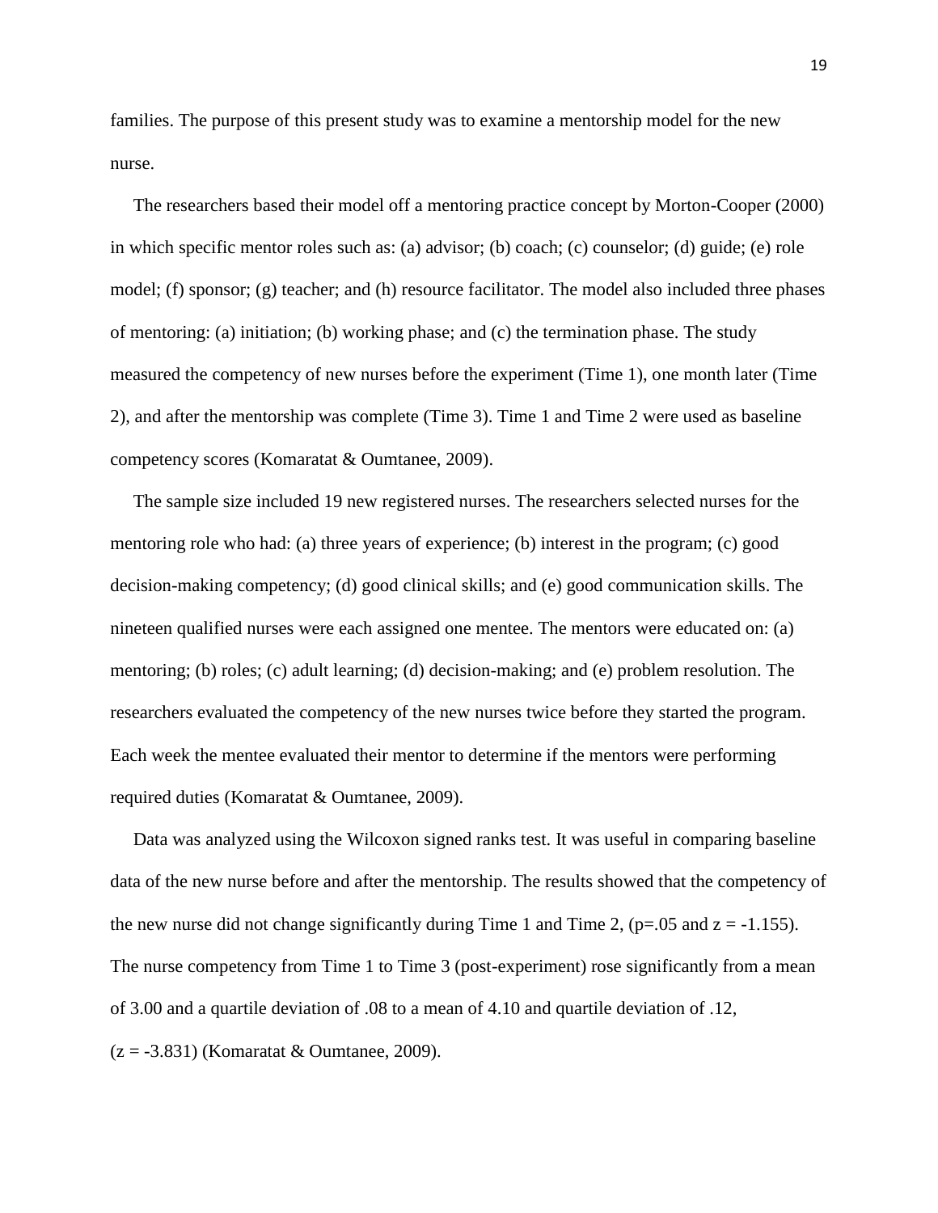families. The purpose of this present study was to examine a mentorship model for the new nurse.

The researchers based their model off a mentoring practice concept by Morton-Cooper (2000) in which specific mentor roles such as: (a) advisor; (b) coach; (c) counselor; (d) guide; (e) role model; (f) sponsor; (g) teacher; and (h) resource facilitator. The model also included three phases of mentoring: (a) initiation; (b) working phase; and (c) the termination phase. The study measured the competency of new nurses before the experiment (Time 1), one month later (Time 2), and after the mentorship was complete (Time 3). Time 1 and Time 2 were used as baseline competency scores (Komaratat & Oumtanee, 2009).

The sample size included 19 new registered nurses. The researchers selected nurses for the mentoring role who had: (a) three years of experience; (b) interest in the program; (c) good decision-making competency; (d) good clinical skills; and (e) good communication skills. The nineteen qualified nurses were each assigned one mentee. The mentors were educated on: (a) mentoring; (b) roles; (c) adult learning; (d) decision-making; and (e) problem resolution. The researchers evaluated the competency of the new nurses twice before they started the program. Each week the mentee evaluated their mentor to determine if the mentors were performing required duties (Komaratat & Oumtanee, 2009).

Data was analyzed using the Wilcoxon signed ranks test. It was useful in comparing baseline data of the new nurse before and after the mentorship. The results showed that the competency of the new nurse did not change significantly during Time 1 and Time 2, ($p=.05$ and $z = -1.155$). The nurse competency from Time 1 to Time 3 (post-experiment) rose significantly from a mean of 3.00 and a quartile deviation of .08 to a mean of 4.10 and quartile deviation of .12, ($z = -3.831$) (Komaratat & Oumtanee, 2009).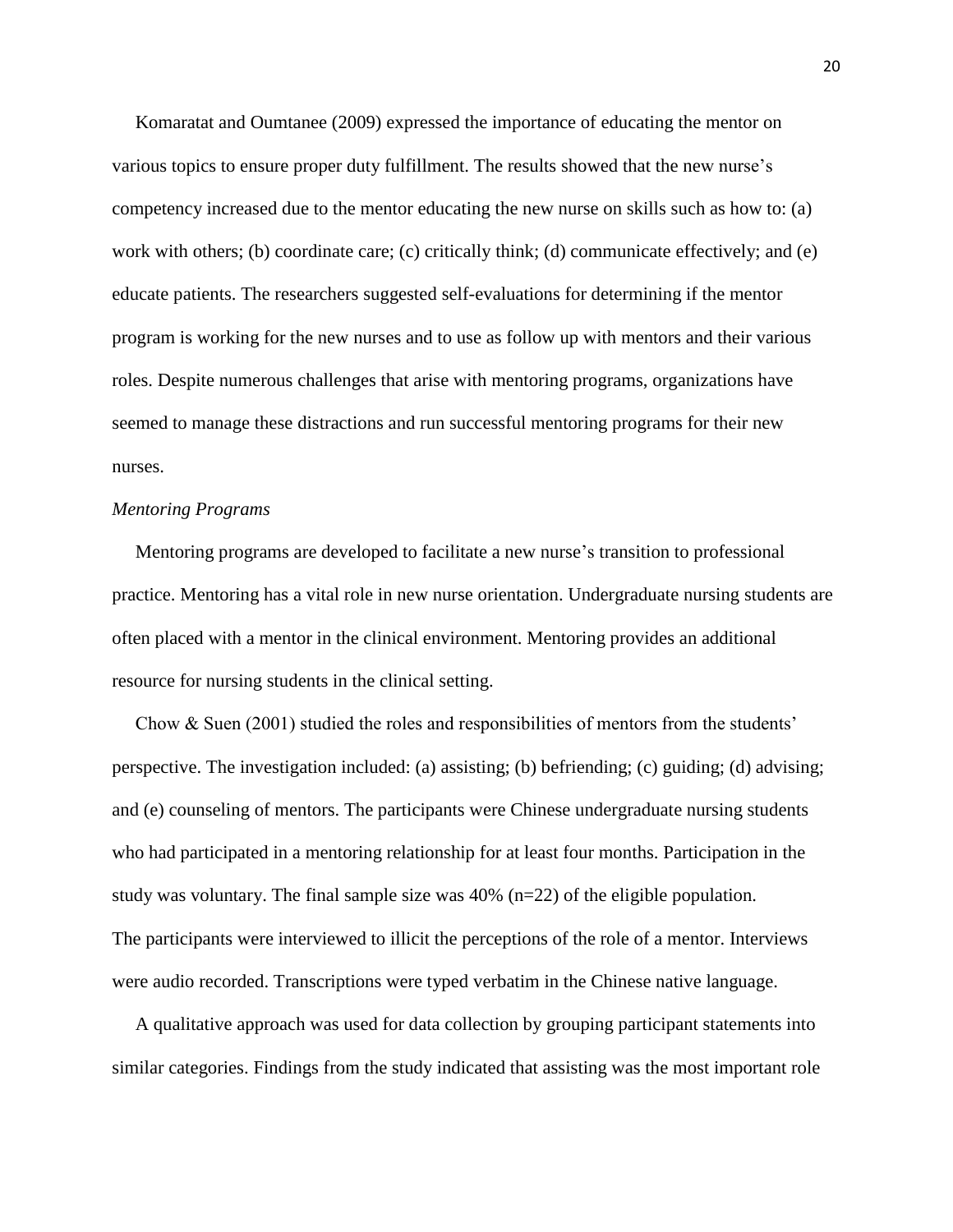Komaratat and Oumtanee (2009) expressed the importance of educating the mentor on various topics to ensure proper duty fulfillment. The results showed that the new nurse's competency increased due to the mentor educating the new nurse on skills such as how to: (a) work with others; (b) coordinate care; (c) critically think; (d) communicate effectively; and (e) educate patients. The researchers suggested self-evaluations for determining if the mentor program is working for the new nurses and to use as follow up with mentors and their various roles. Despite numerous challenges that arise with mentoring programs, organizations have seemed to manage these distractions and run successful mentoring programs for their new nurses.

*Mentoring Programs*

Mentoring programs are developed to facilitate a new nurse's transition to professional practice. Mentoring has a vital role in new nurse orientation. Undergraduate nursing students are often placed with a mentor in the clinical environment. Mentoring provides an additional resource for nursing students in the clinical setting.

Chow & Suen (2001) studied the roles and responsibilities of mentors from the students' perspective. The investigation included: (a) assisting; (b) befriending; (c) guiding; (d) advising; and (e) counseling of mentors. The participants were Chinese undergraduate nursing students who had participated in a mentoring relationship for at least four months. Participation in the study was voluntary. The final sample size was 40% (n=22) of the eligible population. The participants were interviewed to illicit the perceptions of the role of a mentor. Interviews were audio recorded. Transcriptions were typed verbatim in the Chinese native language.

A qualitative approach was used for data collection by grouping participant statements into similar categories. Findings from the study indicated that assisting was the most important role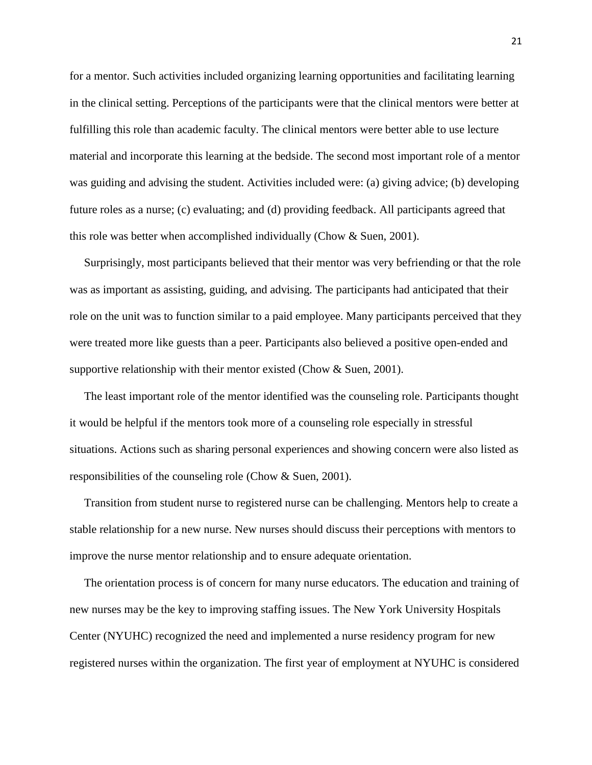for a mentor. Such activities included organizing learning opportunities and facilitating learning in the clinical setting. Perceptions of the participants were that the clinical mentors were better at fulfilling this role than academic faculty. The clinical mentors were better able to use lecture material and incorporate this learning at the bedside. The second most important role of a mentor was guiding and advising the student. Activities included were: (a) giving advice; (b) developing future roles as a nurse; (c) evaluating; and (d) providing feedback. All participants agreed that this role was better when accomplished individually (Chow & Suen, 2001).

Surprisingly, most participants believed that their mentor was very befriending or that the role was as important as assisting, guiding, and advising. The participants had anticipated that their role on the unit was to function similar to a paid employee. Many participants perceived that they were treated more like guests than a peer. Participants also believed a positive open-ended and supportive relationship with their mentor existed (Chow & Suen, 2001).

The least important role of the mentor identified was the counseling role. Participants thought it would be helpful if the mentors took more of a counseling role especially in stressful situations. Actions such as sharing personal experiences and showing concern were also listed as responsibilities of the counseling role (Chow & Suen, 2001).

Transition from student nurse to registered nurse can be challenging. Mentors help to create a stable relationship for a new nurse. New nurses should discuss their perceptions with mentors to improve the nurse mentor relationship and to ensure adequate orientation.

The orientation process is of concern for many nurse educators. The education and training of new nurses may be the key to improving staffing issues. The New York University Hospitals Center (NYUHC) recognized the need and implemented a nurse residency program for new registered nurses within the organization. The first year of employment at NYUHC is considered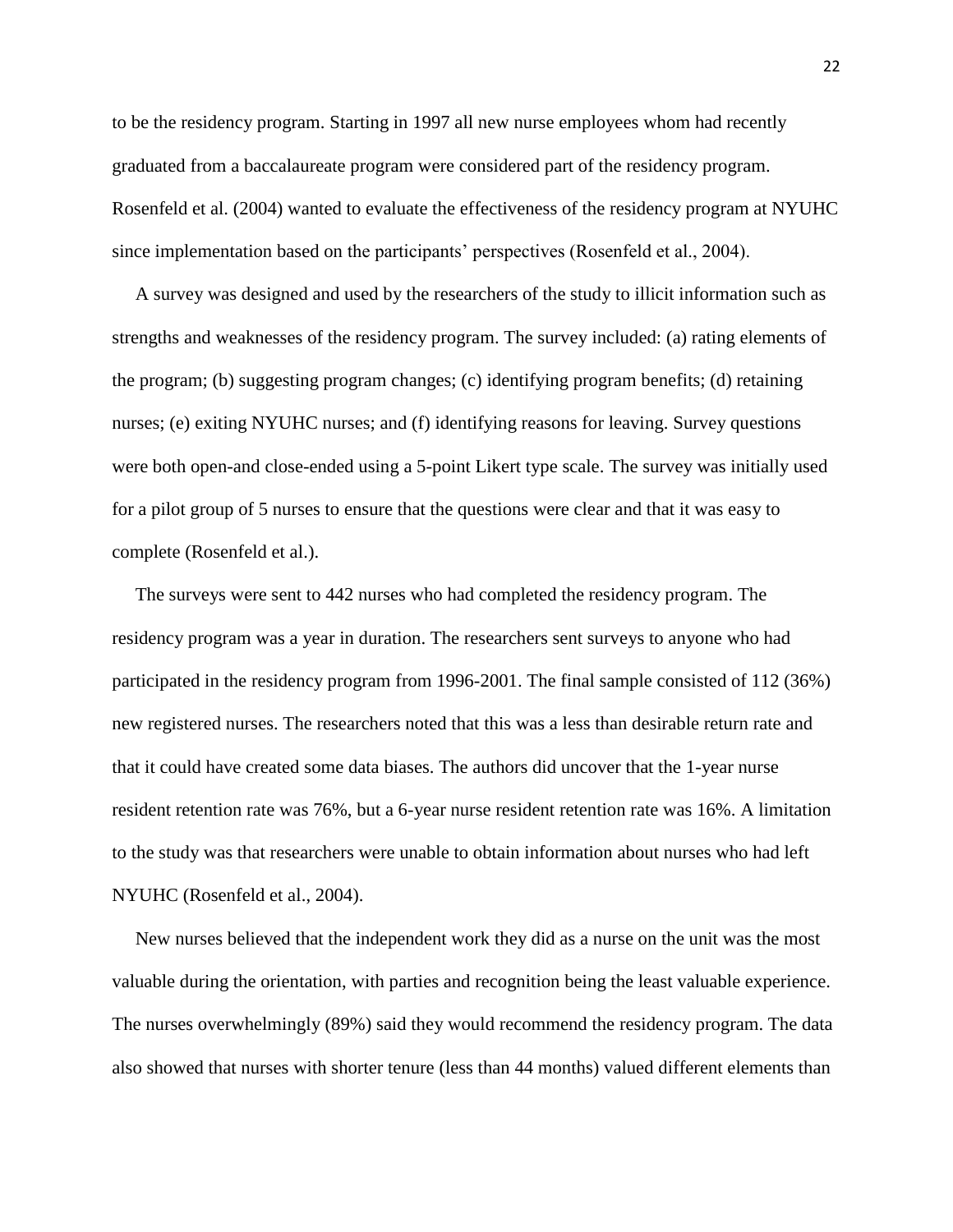to be the residency program. Starting in 1997 all new nurse employees whom had recently graduated from a baccalaureate program were considered part of the residency program. Rosenfeld et al. (2004) wanted to evaluate the effectiveness of the residency program at NYUHC since implementation based on the participants' perspectives (Rosenfeld et al., 2004).

A survey was designed and used by the researchers of the study to illicit information such as strengths and weaknesses of the residency program. The survey included: (a) rating elements of the program; (b) suggesting program changes; (c) identifying program benefits; (d) retaining nurses; (e) exiting NYUHC nurses; and (f) identifying reasons for leaving. Survey questions were both open-and close-ended using a 5-point Likert type scale. The survey was initially used for a pilot group of 5 nurses to ensure that the questions were clear and that it was easy to complete (Rosenfeld et al.).

The surveys were sent to 442 nurses who had completed the residency program. The residency program was a year in duration. The researchers sent surveys to anyone who had participated in the residency program from 1996-2001. The final sample consisted of 112 (36%) new registered nurses. The researchers noted that this was a less than desirable return rate and that it could have created some data biases. The authors did uncover that the 1-year nurse resident retention rate was 76%, but a 6-year nurse resident retention rate was 16%. A limitation to the study was that researchers were unable to obtain information about nurses who had left NYUHC (Rosenfeld et al., 2004).

New nurses believed that the independent work they did as a nurse on the unit was the most valuable during the orientation, with parties and recognition being the least valuable experience. The nurses overwhelmingly (89%) said they would recommend the residency program. The data also showed that nurses with shorter tenure (less than 44 months) valued different elements than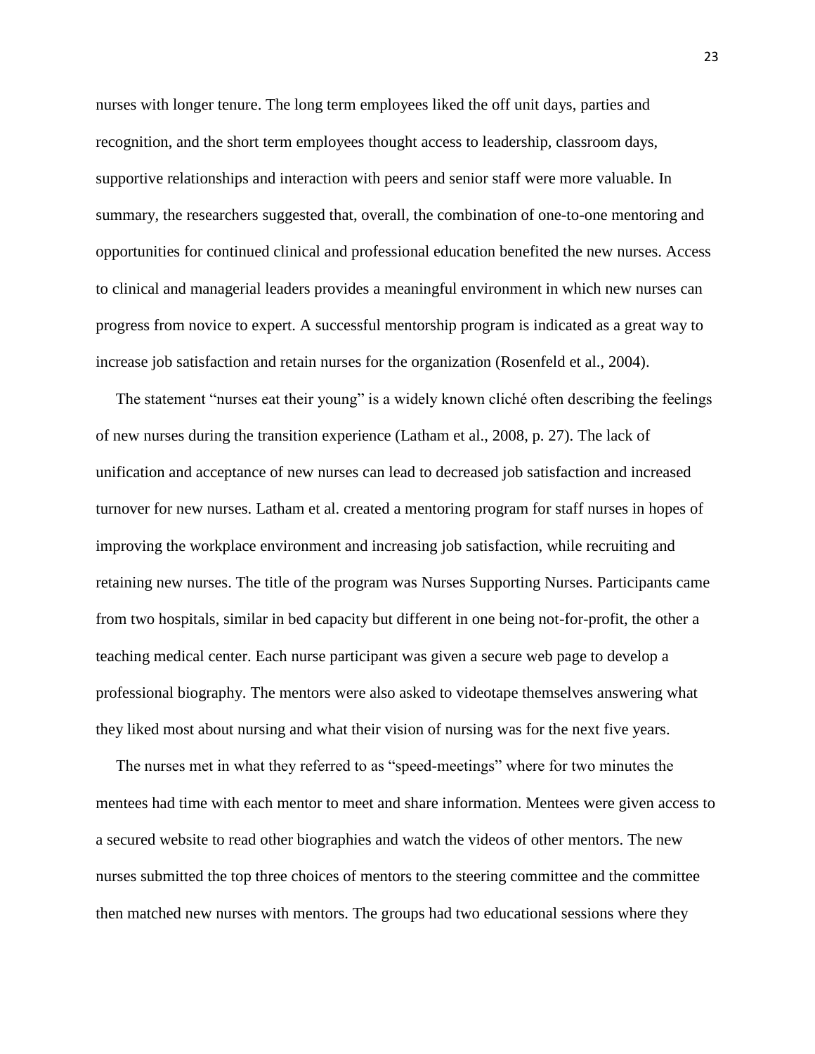nurses with longer tenure. The long term employees liked the off unit days, parties and recognition, and the short term employees thought access to leadership, classroom days, supportive relationships and interaction with peers and senior staff were more valuable. In summary, the researchers suggested that, overall, the combination of one-to-one mentoring and opportunities for continued clinical and professional education benefited the new nurses. Access to clinical and managerial leaders provides a meaningful environment in which new nurses can progress from novice to expert. A successful mentorship program is indicated as a great way to increase job satisfaction and retain nurses for the organization (Rosenfeld et al., 2004).

The statement "nurses eat their young" is a widely known cliché often describing the feelings of new nurses during the transition experience (Latham et al., 2008, p. 27). The lack of unification and acceptance of new nurses can lead to decreased job satisfaction and increased turnover for new nurses. Latham et al. created a mentoring program for staff nurses in hopes of improving the workplace environment and increasing job satisfaction, while recruiting and retaining new nurses. The title of the program was Nurses Supporting Nurses. Participants came from two hospitals, similar in bed capacity but different in one being not-for-profit, the other a teaching medical center. Each nurse participant was given a secure web page to develop a professional biography. The mentors were also asked to videotape themselves answering what they liked most about nursing and what their vision of nursing was for the next five years.

The nurses met in what they referred to as "speed-meetings" where for two minutes the mentees had time with each mentor to meet and share information. Mentees were given access to a secured website to read other biographies and watch the videos of other mentors. The new nurses submitted the top three choices of mentors to the steering committee and the committee then matched new nurses with mentors. The groups had two educational sessions where they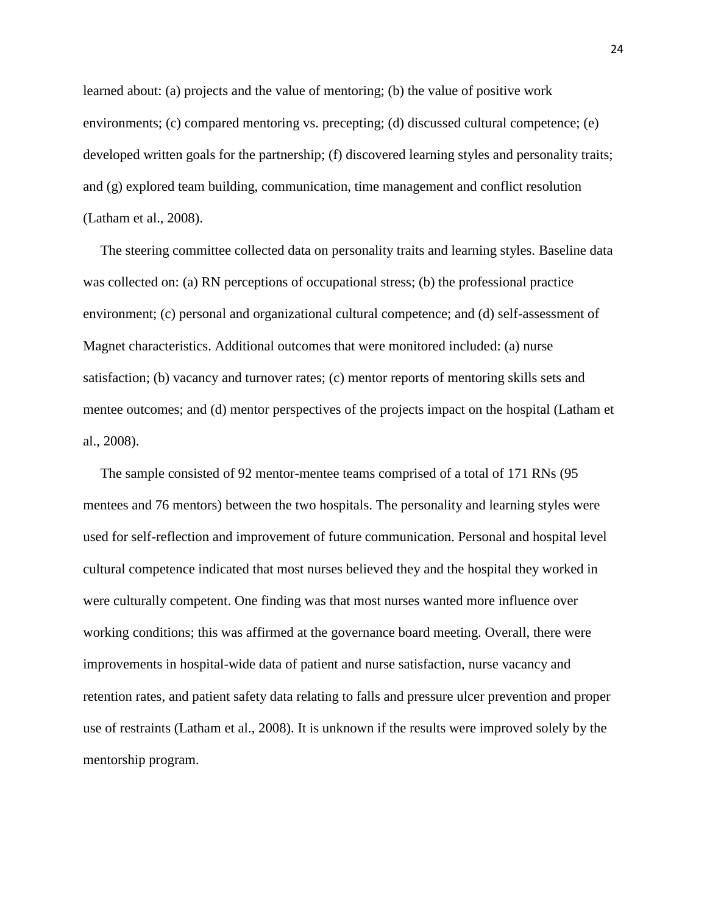learned about: (a) projects and the value of mentoring; (b) the value of positive work environments; (c) compared mentoring vs. precepting; (d) discussed cultural competence; (e) developed written goals for the partnership; (f) discovered learning styles and personality traits; and (g) explored team building, communication, time management and conflict resolution (Latham et al., 2008).

The steering committee collected data on personality traits and learning styles. Baseline data was collected on: (a) RN perceptions of occupational stress; (b) the professional practice environment; (c) personal and organizational cultural competence; and (d) self-assessment of Magnet characteristics. Additional outcomes that were monitored included: (a) nurse satisfaction; (b) vacancy and turnover rates; (c) mentor reports of mentoring skills sets and mentee outcomes; and (d) mentor perspectives of the projects impact on the hospital (Latham et al., 2008).

The sample consisted of 92 mentor-mentee teams comprised of a total of 171 RNs (95 mentees and 76 mentors) between the two hospitals. The personality and learning styles were used for self-reflection and improvement of future communication. Personal and hospital level cultural competence indicated that most nurses believed they and the hospital they worked in were culturally competent. One finding was that most nurses wanted more influence over working conditions; this was affirmed at the governance board meeting. Overall, there were improvements in hospital-wide data of patient and nurse satisfaction, nurse vacancy and retention rates, and patient safety data relating to falls and pressure ulcer prevention and proper use of restraints (Latham et al., 2008). It is unknown if the results were improved solely by the mentorship program.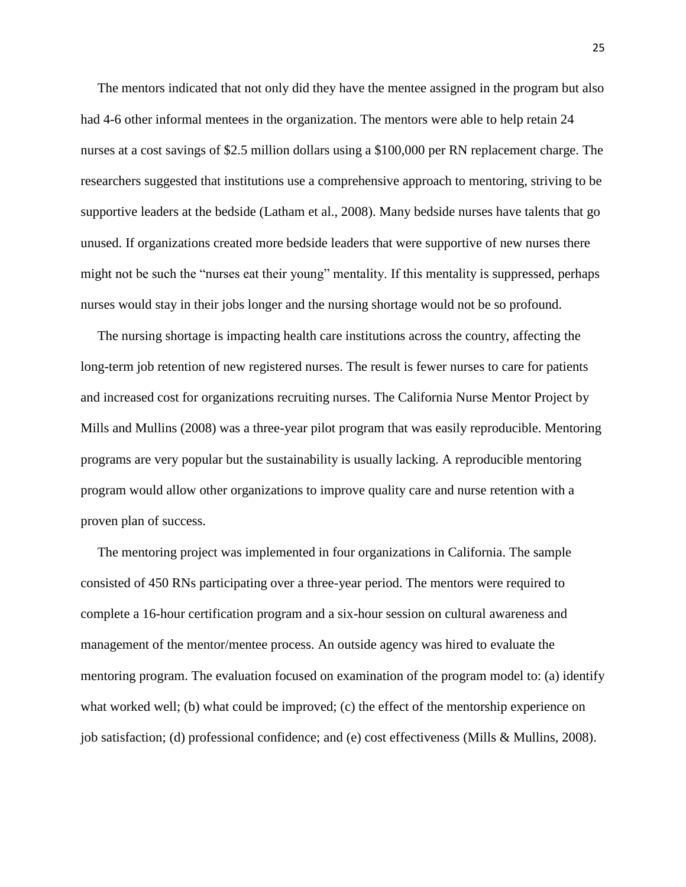The mentors indicated that not only did they have the mentee assigned in the program but also had 4-6 other informal mentees in the organization. The mentors were able to help retain 24 nurses at a cost savings of $2.5 million dollars using a $100,000 per RN replacement charge. The researchers suggested that institutions use a comprehensive approach to mentoring, striving to be supportive leaders at the bedside (Latham et al., 2008). Many bedside nurses have talents that go unused. If organizations created more bedside leaders that were supportive of new nurses there might not be such the "nurses eat their young" mentality. If this mentality is suppressed, perhaps nurses would stay in their jobs longer and the nursing shortage would not be so profound.

The nursing shortage is impacting health care institutions across the country, affecting the long-term job retention of new registered nurses. The result is fewer nurses to care for patients and increased cost for organizations recruiting nurses. The California Nurse Mentor Project by Mills and Mullins (2008) was a three-year pilot program that was easily reproducible. Mentoring programs are very popular but the sustainability is usually lacking. A reproducible mentoring program would allow other organizations to improve quality care and nurse retention with a proven plan of success.

The mentoring project was implemented in four organizations in California. The sample consisted of 450 RNs participating over a three-year period. The mentors were required to complete a 16-hour certification program and a six-hour session on cultural awareness and management of the mentor/mentee process. An outside agency was hired to evaluate the mentoring program. The evaluation focused on examination of the program model to: (a) identify what worked well; (b) what could be improved; (c) the effect of the mentorship experience on job satisfaction; (d) professional confidence; and (e) cost effectiveness (Mills & Mullins, 2008).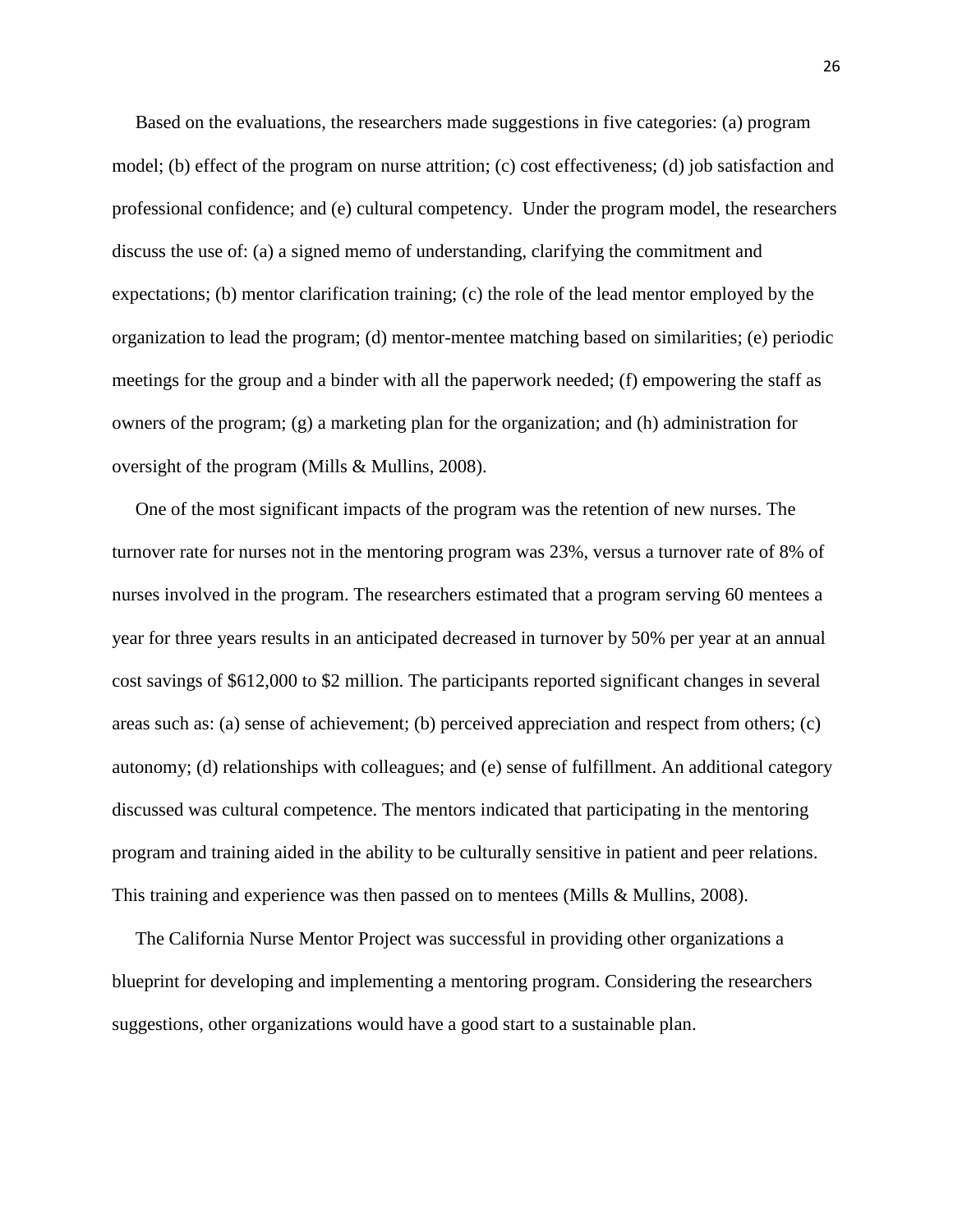Based on the evaluations, the researchers made suggestions in five categories: (a) program model; (b) effect of the program on nurse attrition; (c) cost effectiveness; (d) job satisfaction and professional confidence; and (e) cultural competency. Under the program model, the researchers discuss the use of: (a) a signed memo of understanding, clarifying the commitment and expectations; (b) mentor clarification training; (c) the role of the lead mentor employed by the organization to lead the program; (d) mentor-mentee matching based on similarities; (e) periodic meetings for the group and a binder with all the paperwork needed; (f) empowering the staff as owners of the program; (g) a marketing plan for the organization; and (h) administration for oversight of the program (Mills & Mullins, 2008).

One of the most significant impacts of the program was the retention of new nurses. The turnover rate for nurses not in the mentoring program was 23%, versus a turnover rate of 8% of nurses involved in the program. The researchers estimated that a program serving 60 mentees a year for three years results in an anticipated decreased in turnover by 50% per year at an annual cost savings of $612,000 to $2 million. The participants reported significant changes in several areas such as: (a) sense of achievement; (b) perceived appreciation and respect from others; (c) autonomy; (d) relationships with colleagues; and (e) sense of fulfillment. An additional category discussed was cultural competence. The mentors indicated that participating in the mentoring program and training aided in the ability to be culturally sensitive in patient and peer relations. This training and experience was then passed on to mentees (Mills & Mullins, 2008).

The California Nurse Mentor Project was successful in providing other organizations a blueprint for developing and implementing a mentoring program. Considering the researchers suggestions, other organizations would have a good start to a sustainable plan.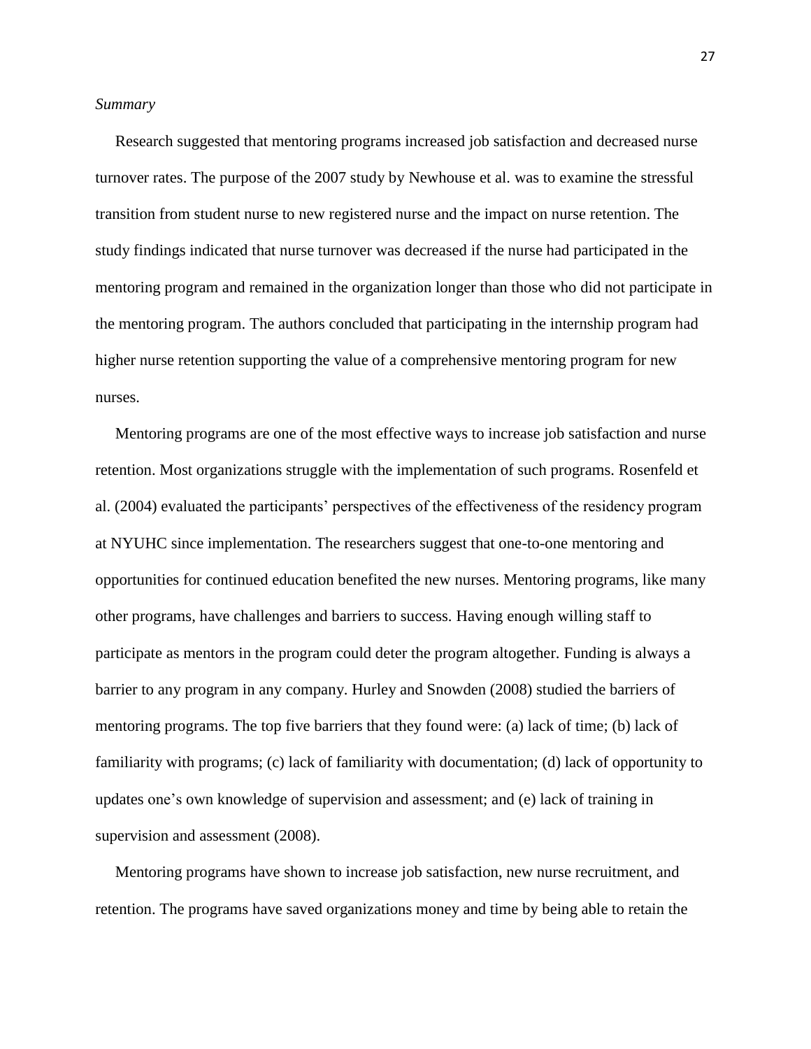*Summary*

Research suggested that mentoring programs increased job satisfaction and decreased nurse turnover rates. The purpose of the 2007 study by Newhouse et al. was to examine the stressful transition from student nurse to new registered nurse and the impact on nurse retention. The study findings indicated that nurse turnover was decreased if the nurse had participated in the mentoring program and remained in the organization longer than those who did not participate in the mentoring program. The authors concluded that participating in the internship program had higher nurse retention supporting the value of a comprehensive mentoring program for new nurses.

Mentoring programs are one of the most effective ways to increase job satisfaction and nurse retention. Most organizations struggle with the implementation of such programs. Rosenfeld et al. (2004) evaluated the participants' perspectives of the effectiveness of the residency program at NYUHC since implementation. The researchers suggest that one-to-one mentoring and opportunities for continued education benefited the new nurses. Mentoring programs, like many other programs, have challenges and barriers to success. Having enough willing staff to participate as mentors in the program could deter the program altogether. Funding is always a barrier to any program in any company. Hurley and Snowden (2008) studied the barriers of mentoring programs. The top five barriers that they found were: (a) lack of time; (b) lack of familiarity with programs; (c) lack of familiarity with documentation; (d) lack of opportunity to updates one's own knowledge of supervision and assessment; and (e) lack of training in supervision and assessment (2008).

Mentoring programs have shown to increase job satisfaction, new nurse recruitment, and retention. The programs have saved organizations money and time by being able to retain the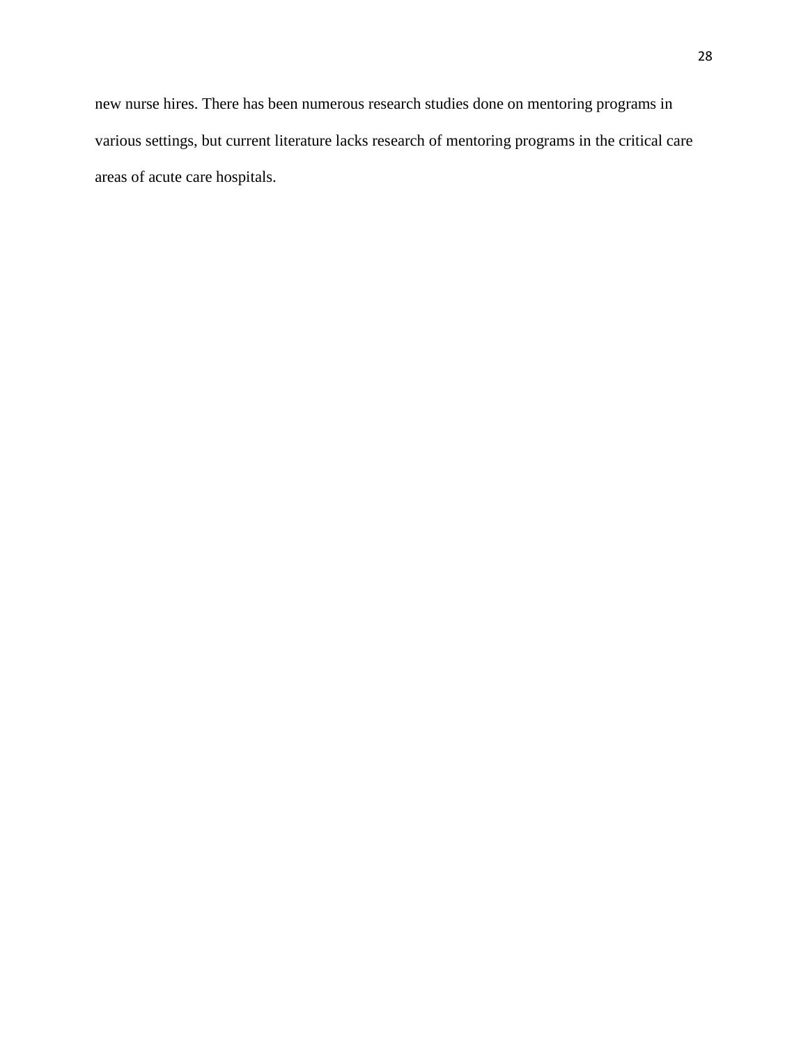new nurse hires. There has been numerous research studies done on mentoring programs in various settings, but current literature lacks research of mentoring programs in the critical care areas of acute care hospitals.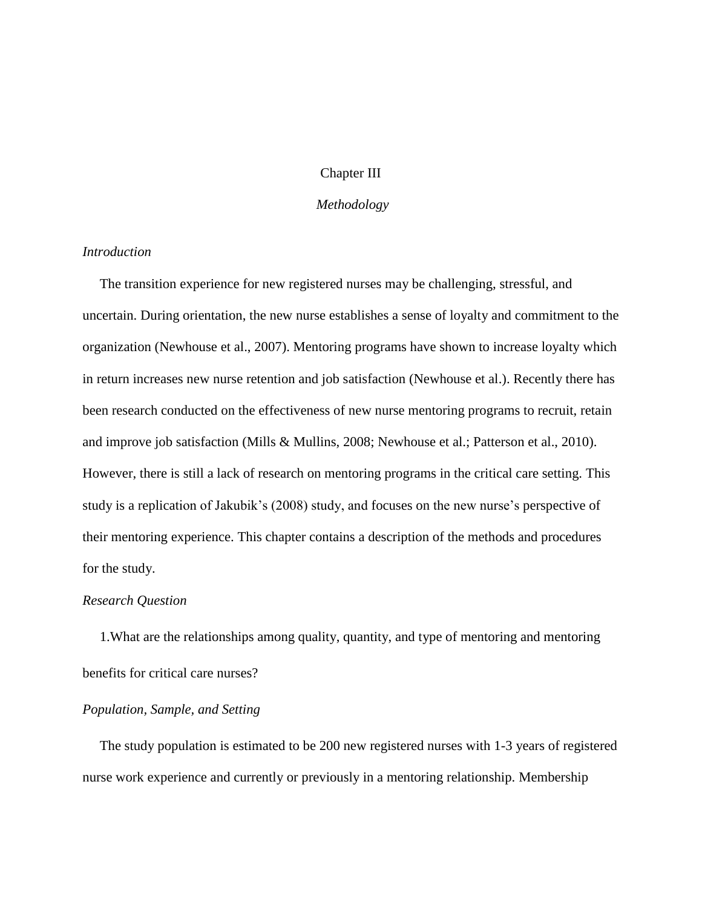# Chapter III

## *Methodology*

### *Introduction*

The transition experience for new registered nurses may be challenging, stressful, and uncertain. During orientation, the new nurse establishes a sense of loyalty and commitment to the organization (Newhouse et al., 2007). Mentoring programs have shown to increase loyalty which in return increases new nurse retention and job satisfaction (Newhouse et al.). Recently there has been research conducted on the effectiveness of new nurse mentoring programs to recruit, retain and improve job satisfaction (Mills & Mullins, 2008; Newhouse et al.; Patterson et al., 2010). However, there is still a lack of research on mentoring programs in the critical care setting. This study is a replication of Jakubik's (2008) study, and focuses on the new nurse's perspective of their mentoring experience. This chapter contains a description of the methods and procedures for the study.

### *Research Question*

1.What are the relationships among quality, quantity, and type of mentoring and mentoring benefits for critical care nurses?

### *Population, Sample, and Setting*

The study population is estimated to be 200 new registered nurses with 1-3 years of registered nurse work experience and currently or previously in a mentoring relationship. Membership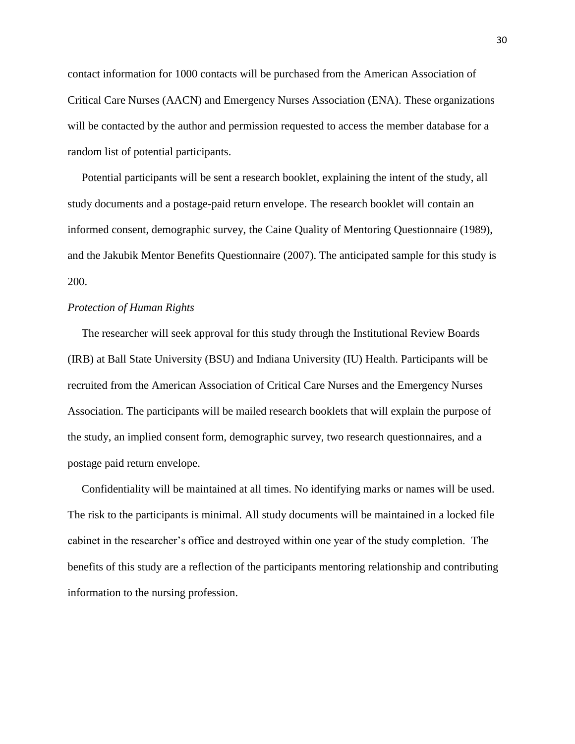contact information for 1000 contacts will be purchased from the American Association of Critical Care Nurses (AACN) and Emergency Nurses Association (ENA). These organizations will be contacted by the author and permission requested to access the member database for a random list of potential participants.

Potential participants will be sent a research booklet, explaining the intent of the study, all study documents and a postage-paid return envelope. The research booklet will contain an informed consent, demographic survey, the Caine Quality of Mentoring Questionnaire (1989), and the Jakubik Mentor Benefits Questionnaire (2007). The anticipated sample for this study is 200.

*Protection of Human Rights*

The researcher will seek approval for this study through the Institutional Review Boards (IRB) at Ball State University (BSU) and Indiana University (IU) Health. Participants will be recruited from the American Association of Critical Care Nurses and the Emergency Nurses Association. The participants will be mailed research booklets that will explain the purpose of the study, an implied consent form, demographic survey, two research questionnaires, and a postage paid return envelope.

Confidentiality will be maintained at all times. No identifying marks or names will be used. The risk to the participants is minimal. All study documents will be maintained in a locked file cabinet in the researcher's office and destroyed within one year of the study completion. The benefits of this study are a reflection of the participants mentoring relationship and contributing information to the nursing profession.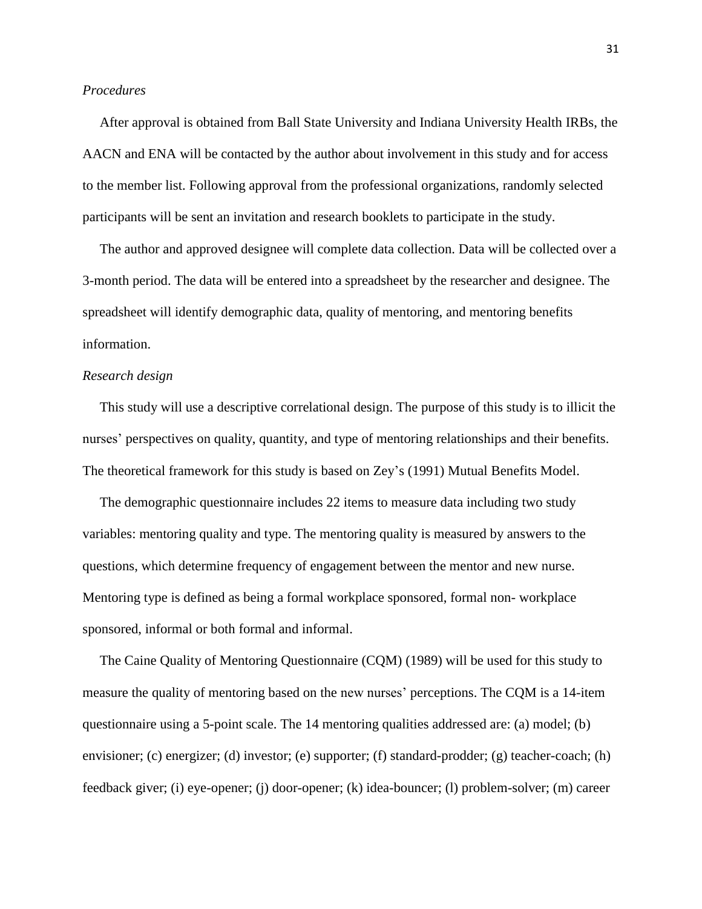*Procedures*

After approval is obtained from Ball State University and Indiana University Health IRBs, the AACN and ENA will be contacted by the author about involvement in this study and for access to the member list. Following approval from the professional organizations, randomly selected participants will be sent an invitation and research booklets to participate in the study.

The author and approved designee will complete data collection. Data will be collected over a 3-month period. The data will be entered into a spreadsheet by the researcher and designee. The spreadsheet will identify demographic data, quality of mentoring, and mentoring benefits information.

*Research design*

This study will use a descriptive correlational design. The purpose of this study is to illicit the nurses' perspectives on quality, quantity, and type of mentoring relationships and their benefits. The theoretical framework for this study is based on Zey's (1991) Mutual Benefits Model.

The demographic questionnaire includes 22 items to measure data including two study variables: mentoring quality and type. The mentoring quality is measured by answers to the questions, which determine frequency of engagement between the mentor and new nurse. Mentoring type is defined as being a formal workplace sponsored, formal non- workplace sponsored, informal or both formal and informal.

The Caine Quality of Mentoring Questionnaire (CQM) (1989) will be used for this study to measure the quality of mentoring based on the new nurses' perceptions. The CQM is a 14-item questionnaire using a 5-point scale. The 14 mentoring qualities addressed are: (a) model; (b) envisioner; (c) energizer; (d) investor; (e) supporter; (f) standard-prodder; (g) teacher-coach; (h) feedback giver; (i) eye-opener; (j) door-opener; (k) idea-bouncer; (l) problem-solver; (m) career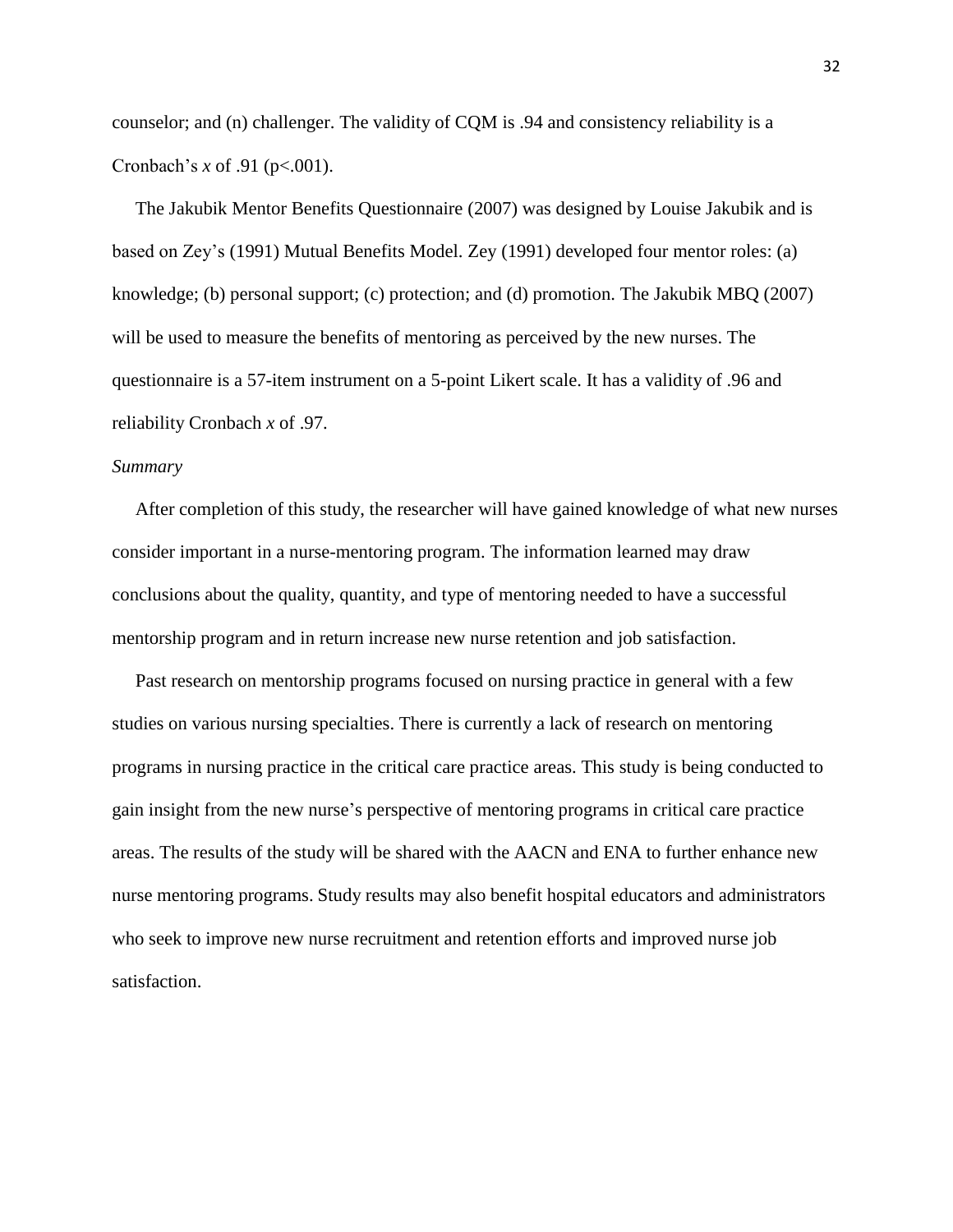counselor; and (n) challenger. The validity of CQM is .94 and consistency reliability is a Cronbach's *x* of .91 ($p<.001$).

The Jakubik Mentor Benefits Questionnaire (2007) was designed by Louise Jakubik and is based on Zey's (1991) Mutual Benefits Model. Zey (1991) developed four mentor roles: (a) knowledge; (b) personal support; (c) protection; and (d) promotion. The Jakubik MBQ (2007) will be used to measure the benefits of mentoring as perceived by the new nurses. The questionnaire is a 57-item instrument on a 5-point Likert scale. It has a validity of .96 and reliability Cronbach *x* of .97.

*Summary*

After completion of this study, the researcher will have gained knowledge of what new nurses consider important in a nurse-mentoring program. The information learned may draw conclusions about the quality, quantity, and type of mentoring needed to have a successful mentorship program and in return increase new nurse retention and job satisfaction.

Past research on mentorship programs focused on nursing practice in general with a few studies on various nursing specialties. There is currently a lack of research on mentoring programs in nursing practice in the critical care practice areas. This study is being conducted to gain insight from the new nurse's perspective of mentoring programs in critical care practice areas. The results of the study will be shared with the AACN and ENA to further enhance new nurse mentoring programs. Study results may also benefit hospital educators and administrators who seek to improve new nurse recruitment and retention efforts and improved nurse job satisfaction.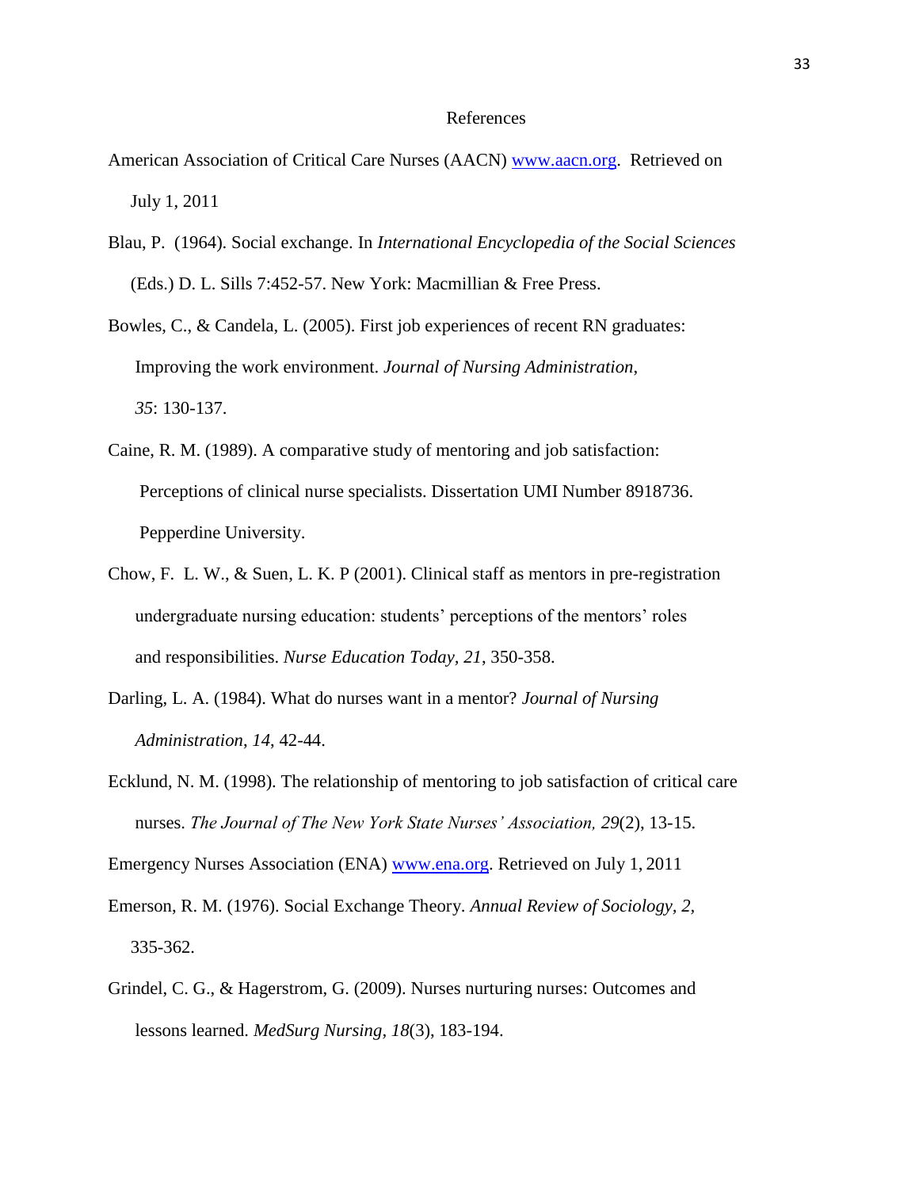# References

American Association of Critical Care Nurses (AACN) www.aacn.org. Retrieved on July 1, 2011

Blau, P. (1964). Social exchange. In *International Encyclopedia of the Social Sciences* (Eds.) D. L. Sills 7:452-57. New York: Macmillian & Free Press.

Bowles, C., & Candela, L. (2005). First job experiences of recent RN graduates: Improving the work environment. *Journal of Nursing Administration*, *35*: 130-137.

Caine, R. M. (1989). A comparative study of mentoring and job satisfaction: Perceptions of clinical nurse specialists. Dissertation UMI Number 8918736. Pepperdine University.

Chow, F. L. W., & Suen, L. K. P (2001). Clinical staff as mentors in pre-registration undergraduate nursing education: students' perceptions of the mentors' roles and responsibilities. *Nurse Education Today*, *21*, 350-358.

Darling, L. A. (1984). What do nurses want in a mentor? *Journal of Nursing Administration*, *14*, 42-44.

Ecklund, N. M. (1998). The relationship of mentoring to job satisfaction of critical care nurses. *The Journal of The New York State Nurses' Association, 29*(2), 13-15.

Emergency Nurses Association (ENA) www.ena.org. Retrieved on July 1, 2011

Emerson, R. M. (1976). Social Exchange Theory. *Annual Review of Sociology*, *2*, 335-362.

Grindel, C. G., & Hagerstrom, G. (2009). Nurses nurturing nurses: Outcomes and lessons learned. *MedSurg Nursing*, *18*(3), 183-194.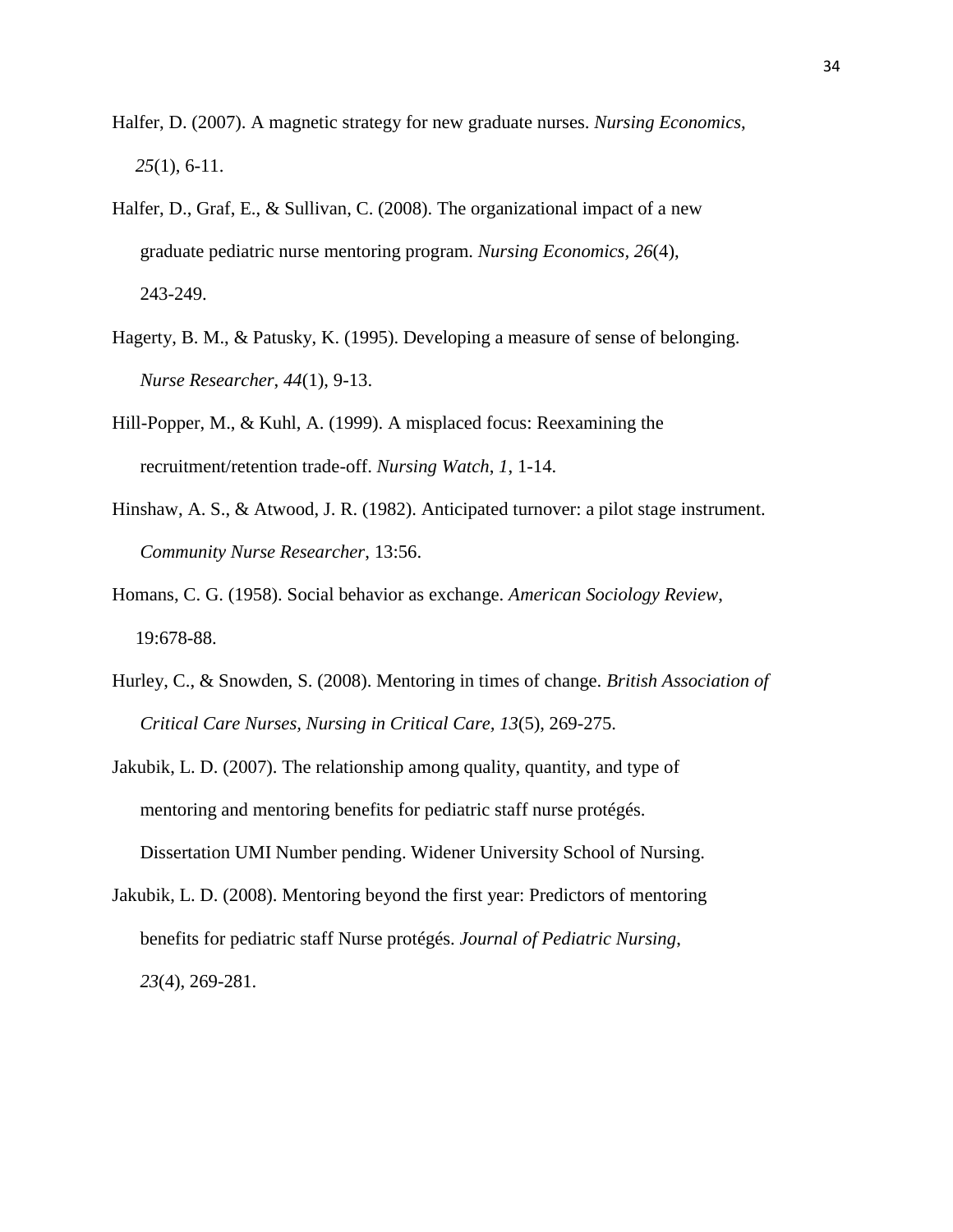Halfer, D. (2007). A magnetic strategy for new graduate nurses. *Nursing Economics*, *25*(1), 6-11.

Halfer, D., Graf, E., & Sullivan, C. (2008). The organizational impact of a new graduate pediatric nurse mentoring program. *Nursing Economics, 26*(4), 243-249.

Hagerty, B. M., & Patusky, K. (1995). Developing a measure of sense of belonging. *Nurse Researcher*, *44*(1), 9-13.

Hill-Popper, M., & Kuhl, A. (1999). A misplaced focus: Reexamining the recruitment/retention trade-off. *Nursing Watch*, *1*, 1-14.

Hinshaw, A. S., & Atwood, J. R. (1982). Anticipated turnover: a pilot stage instrument. *Community Nurse Researcher*, 13:56.

Homans, C. G. (1958). Social behavior as exchange. *American Sociology Review*, 19:678-88.

Hurley, C., & Snowden, S. (2008). Mentoring in times of change. *British Association of Critical Care Nurses, Nursing in Critical Care, 13*(5), 269-275.

Jakubik, L. D. (2007). The relationship among quality, quantity, and type of mentoring and mentoring benefits for pediatric staff nurse protégés. Dissertation UMI Number pending. Widener University School of Nursing.

Jakubik, L. D. (2008). Mentoring beyond the first year: Predictors of mentoring benefits for pediatric staff Nurse protégés. *Journal of Pediatric Nursing*, *23*(4), 269-281.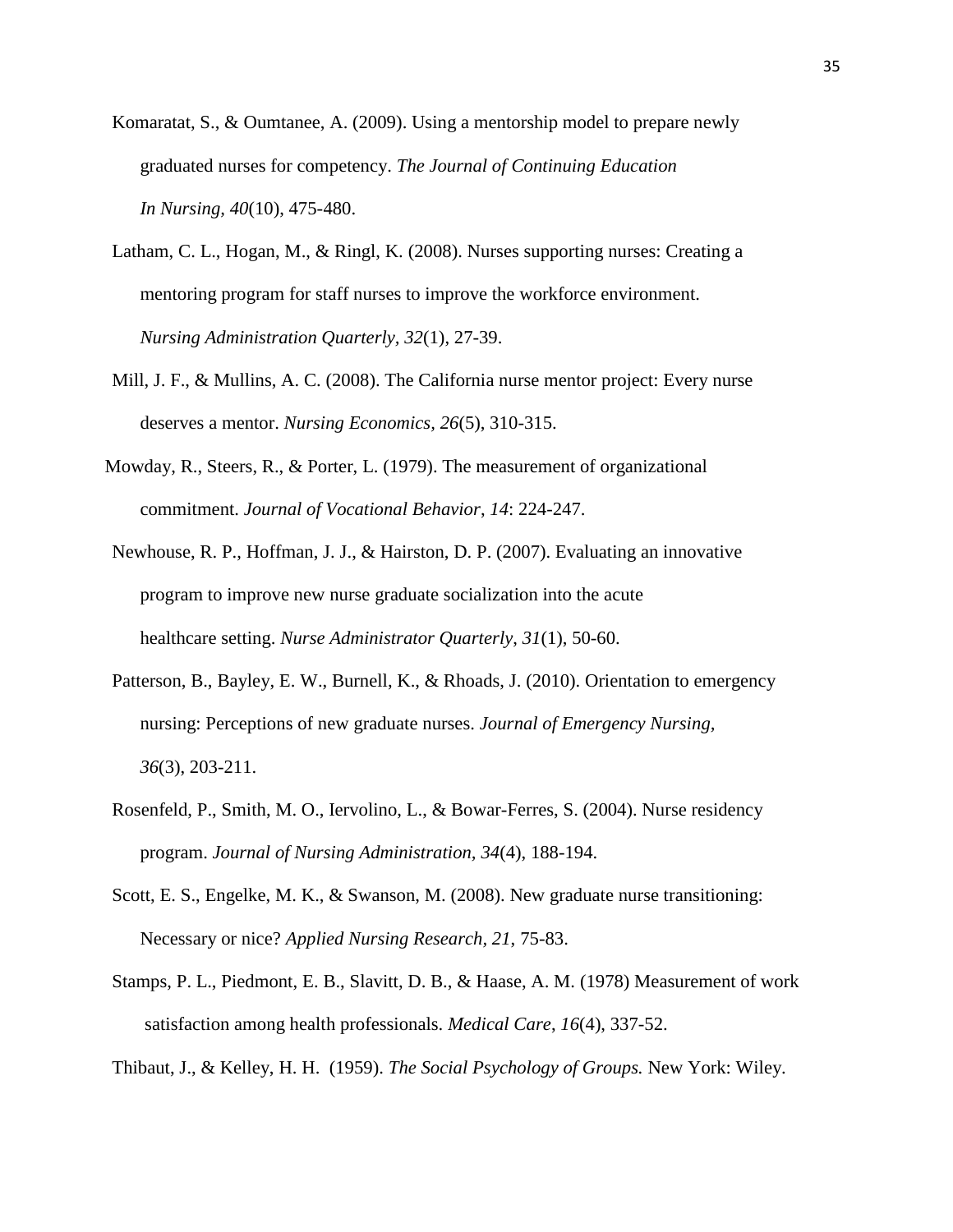Komaratat, S., & Oumtanee, A. (2009). Using a mentorship model to prepare newly graduated nurses for competency. *The Journal of Continuing Education In Nursing, 40*(10), 475-480.

Latham, C. L., Hogan, M., & Ringl, K. (2008). Nurses supporting nurses: Creating a mentoring program for staff nurses to improve the workforce environment. *Nursing Administration Quarterly, 32*(1), 27-39.

Mill, J. F., & Mullins, A. C. (2008). The California nurse mentor project: Every nurse deserves a mentor. *Nursing Economics, 26*(5), 310-315.

Mowday, R., Steers, R., & Porter, L. (1979). The measurement of organizational commitment. *Journal of Vocational Behavior, 14*: 224-247.

Newhouse, R. P., Hoffman, J. J., & Hairston, D. P. (2007). Evaluating an innovative program to improve new nurse graduate socialization into the acute healthcare setting. *Nurse Administrator Quarterly, 31*(1), 50-60.

Patterson, B., Bayley, E. W., Burnell, K., & Rhoads, J. (2010). Orientation to emergency nursing: Perceptions of new graduate nurses. *Journal of Emergency Nursing, 36*(3), 203-211.

Rosenfeld, P., Smith, M. O., Iervolino, L., & Bowar-Ferres, S. (2004). Nurse residency program. *Journal of Nursing Administration, 34*(4), 188-194.

Scott, E. S., Engelke, M. K., & Swanson, M. (2008). New graduate nurse transitioning: Necessary or nice? *Applied Nursing Research, 21*, 75-83.

Stamps, P. L., Piedmont, E. B., Slavitt, D. B., & Haase, A. M. (1978) Measurement of work satisfaction among health professionals. *Medical Care, 16*(4), 337-52.

Thibaut, J., & Kelley, H. H. (1959). *The Social Psychology of Groups.* New York: Wiley.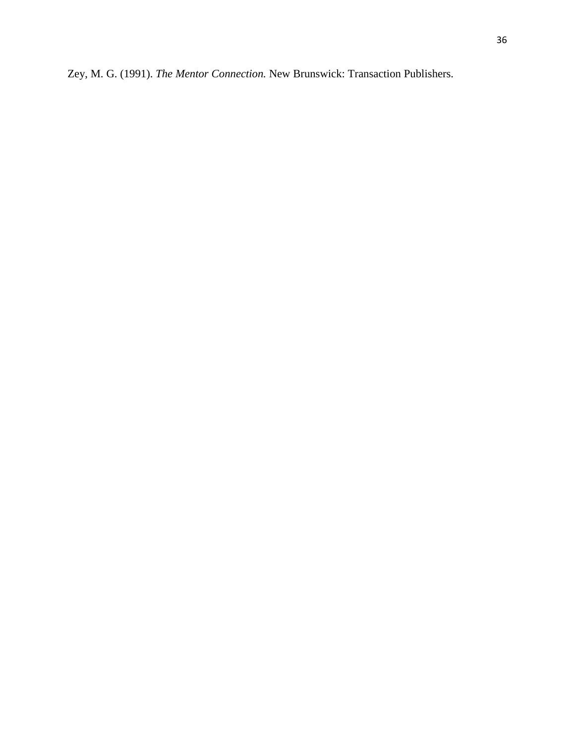Zey, M. G. (1991). *The Mentor Connection.* New Brunswick: Transaction Publishers.